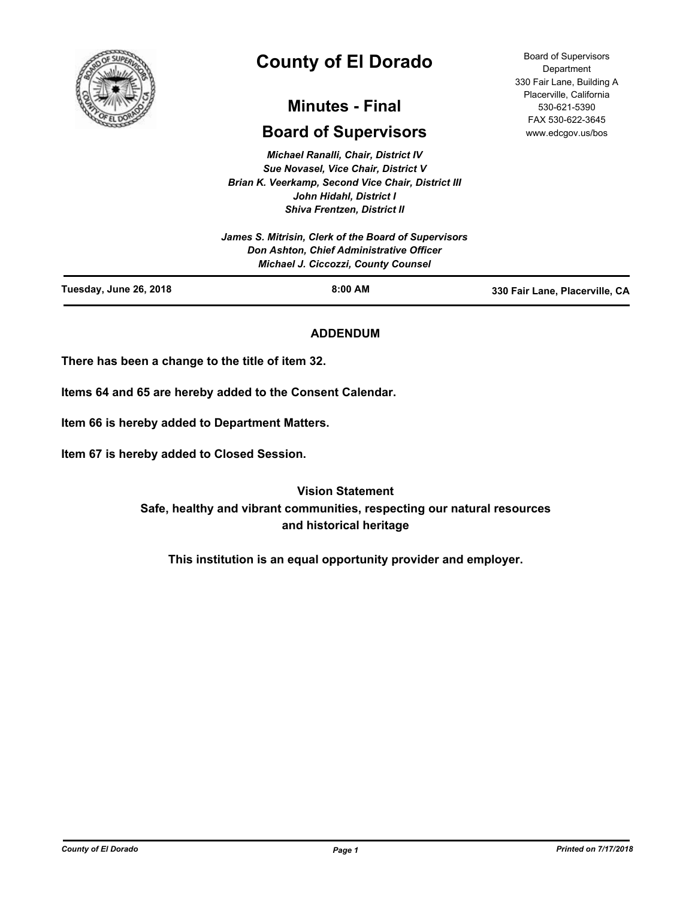# County of El Dorado

## Minutes - Final

## Board of Supervisors

Board of Supervisors Department
330 Fair Lane, Building A
Placerville, California
530-621-5390
FAX 530-622-3645
www.edcgov.us/bos

*Michael Ranalli, Chair, District IV*
*Sue Novasel, Vice Chair, District V*
*Brian K. Veerkamp, Second Vice Chair, District III*
*John Hidahl, District I*
*Shiva Frentzen, District II*

*James S. Mitrisin, Clerk of the Board of Supervisors*
*Don Ashton, Chief Administrative Officer*
*Michael J. Ciccozzi, County Counsel*

**Tuesday, June 26, 2018** — **8:00 AM** — **330 Fair Lane, Placerville, CA**

### ADDENDUM

**There has been a change to the title of item 32.**

**Items 64 and 65 are hereby added to the Consent Calendar.**

**Item 66 is hereby added to Department Matters.**

**Item 67 is hereby added to Closed Session.**

**Vision Statement**

**Safe, healthy and vibrant communities, respecting our natural resources and historical heritage**

**This institution is an equal opportunity provider and employer.**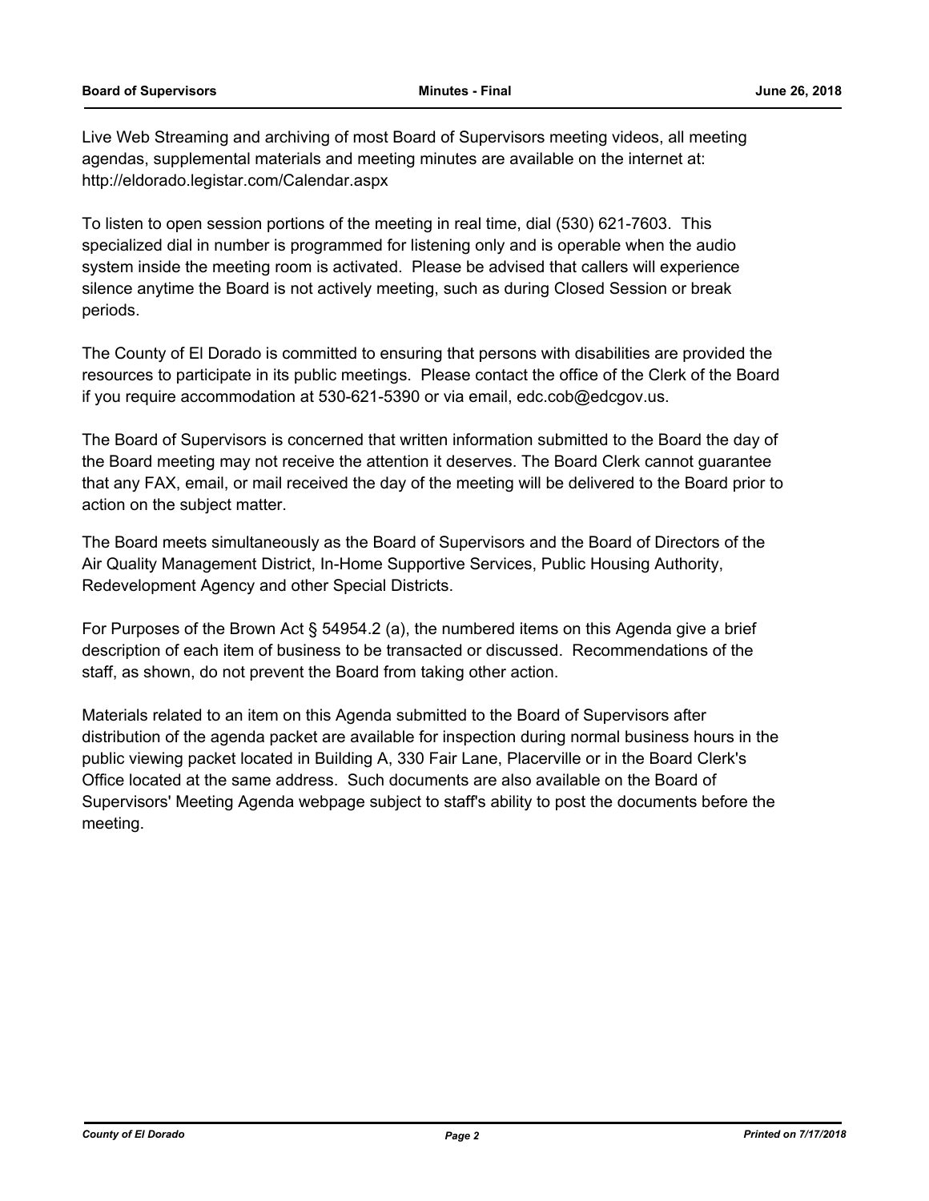Live Web Streaming and archiving of most Board of Supervisors meeting videos, all meeting agendas, supplemental materials and meeting minutes are available on the internet at: http://eldorado.legistar.com/Calendar.aspx

To listen to open session portions of the meeting in real time, dial (530) 621-7603. This specialized dial in number is programmed for listening only and is operable when the audio system inside the meeting room is activated. Please be advised that callers will experience silence anytime the Board is not actively meeting, such as during Closed Session or break periods.

The County of El Dorado is committed to ensuring that persons with disabilities are provided the resources to participate in its public meetings. Please contact the office of the Clerk of the Board if you require accommodation at 530-621-5390 or via email, edc.cob@edcgov.us.

The Board of Supervisors is concerned that written information submitted to the Board the day of the Board meeting may not receive the attention it deserves. The Board Clerk cannot guarantee that any FAX, email, or mail received the day of the meeting will be delivered to the Board prior to action on the subject matter.

The Board meets simultaneously as the Board of Supervisors and the Board of Directors of the Air Quality Management District, In-Home Supportive Services, Public Housing Authority, Redevelopment Agency and other Special Districts.

For Purposes of the Brown Act § 54954.2 (a), the numbered items on this Agenda give a brief description of each item of business to be transacted or discussed. Recommendations of the staff, as shown, do not prevent the Board from taking other action.

Materials related to an item on this Agenda submitted to the Board of Supervisors after distribution of the agenda packet are available for inspection during normal business hours in the public viewing packet located in Building A, 330 Fair Lane, Placerville or in the Board Clerk's Office located at the same address. Such documents are also available on the Board of Supervisors' Meeting Agenda webpage subject to staff's ability to post the documents before the meeting.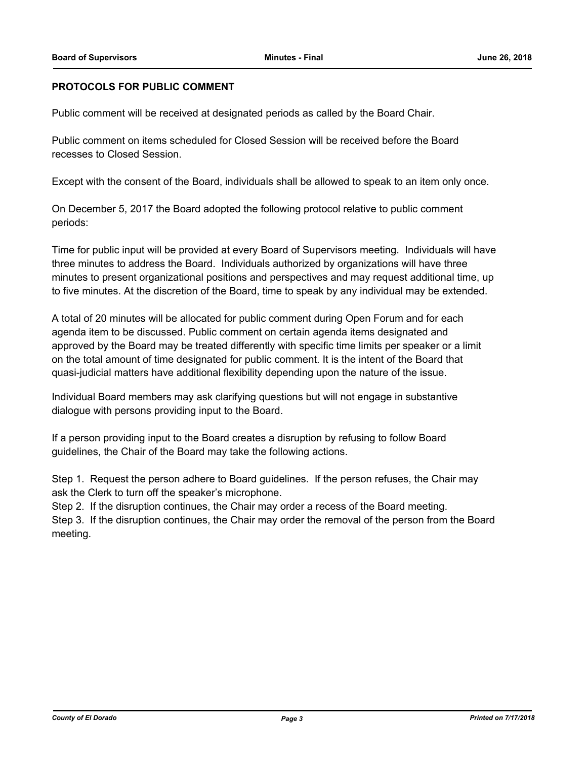## PROTOCOLS FOR PUBLIC COMMENT

Public comment will be received at designated periods as called by the Board Chair.

Public comment on items scheduled for Closed Session will be received before the Board recesses to Closed Session.

Except with the consent of the Board, individuals shall be allowed to speak to an item only once.

On December 5, 2017 the Board adopted the following protocol relative to public comment periods:

Time for public input will be provided at every Board of Supervisors meeting. Individuals will have three minutes to address the Board. Individuals authorized by organizations will have three minutes to present organizational positions and perspectives and may request additional time, up to five minutes. At the discretion of the Board, time to speak by any individual may be extended.

A total of 20 minutes will be allocated for public comment during Open Forum and for each agenda item to be discussed. Public comment on certain agenda items designated and approved by the Board may be treated differently with specific time limits per speaker or a limit on the total amount of time designated for public comment. It is the intent of the Board that quasi-judicial matters have additional flexibility depending upon the nature of the issue.

Individual Board members may ask clarifying questions but will not engage in substantive dialogue with persons providing input to the Board.

If a person providing input to the Board creates a disruption by refusing to follow Board guidelines, the Chair of the Board may take the following actions.

Step 1. Request the person adhere to Board guidelines. If the person refuses, the Chair may ask the Clerk to turn off the speaker's microphone.
Step 2. If the disruption continues, the Chair may order a recess of the Board meeting.
Step 3. If the disruption continues, the Chair may order the removal of the person from the Board meeting.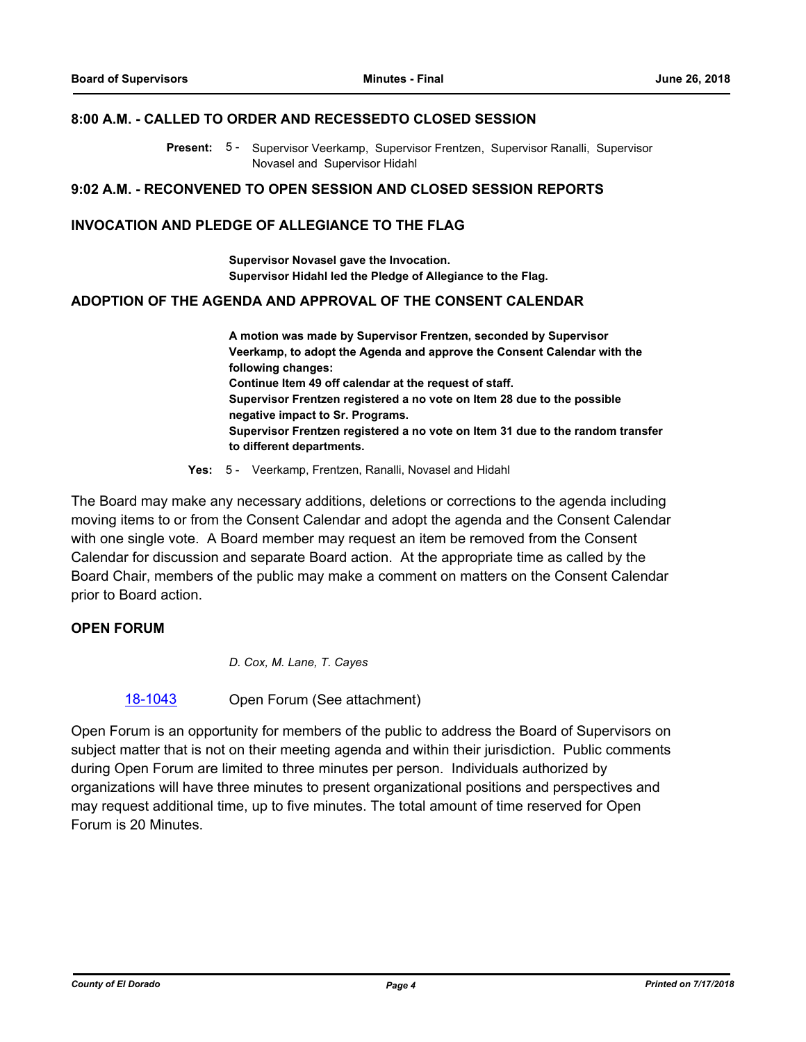### 8:00 A.M. - CALLED TO ORDER AND RECESSEDTO CLOSED SESSION

**Present:** 5 - Supervisor Veerkamp, Supervisor Frentzen, Supervisor Ranalli, Supervisor Novasel and Supervisor Hidahl

### 9:02 A.M. - RECONVENED TO OPEN SESSION AND CLOSED SESSION REPORTS

### INVOCATION AND PLEDGE OF ALLEGIANCE TO THE FLAG

**Supervisor Novasel gave the Invocation.**
**Supervisor Hidahl led the Pledge of Allegiance to the Flag.**

### ADOPTION OF THE AGENDA AND APPROVAL OF THE CONSENT CALENDAR

**A motion was made by Supervisor Frentzen, seconded by Supervisor Veerkamp, to adopt the Agenda and approve the Consent Calendar with the following changes:**
**Continue Item 49 off calendar at the request of staff.**
**Supervisor Frentzen registered a no vote on Item 28 due to the possible negative impact to Sr. Programs.**
**Supervisor Frentzen registered a no vote on Item 31 due to the random transfer to different departments.**

**Yes:** 5 - Veerkamp, Frentzen, Ranalli, Novasel and Hidahl

The Board may make any necessary additions, deletions or corrections to the agenda including moving items to or from the Consent Calendar and adopt the agenda and the Consent Calendar with one single vote. A Board member may request an item be removed from the Consent Calendar for discussion and separate Board action. At the appropriate time as called by the Board Chair, members of the public may make a comment on matters on the Consent Calendar prior to Board action.

### OPEN FORUM

*D. Cox, M. Lane, T. Cayes*

18-1043 Open Forum (See attachment)

Open Forum is an opportunity for members of the public to address the Board of Supervisors on subject matter that is not on their meeting agenda and within their jurisdiction. Public comments during Open Forum are limited to three minutes per person. Individuals authorized by organizations will have three minutes to present organizational positions and perspectives and may request additional time, up to five minutes. The total amount of time reserved for Open Forum is 20 Minutes.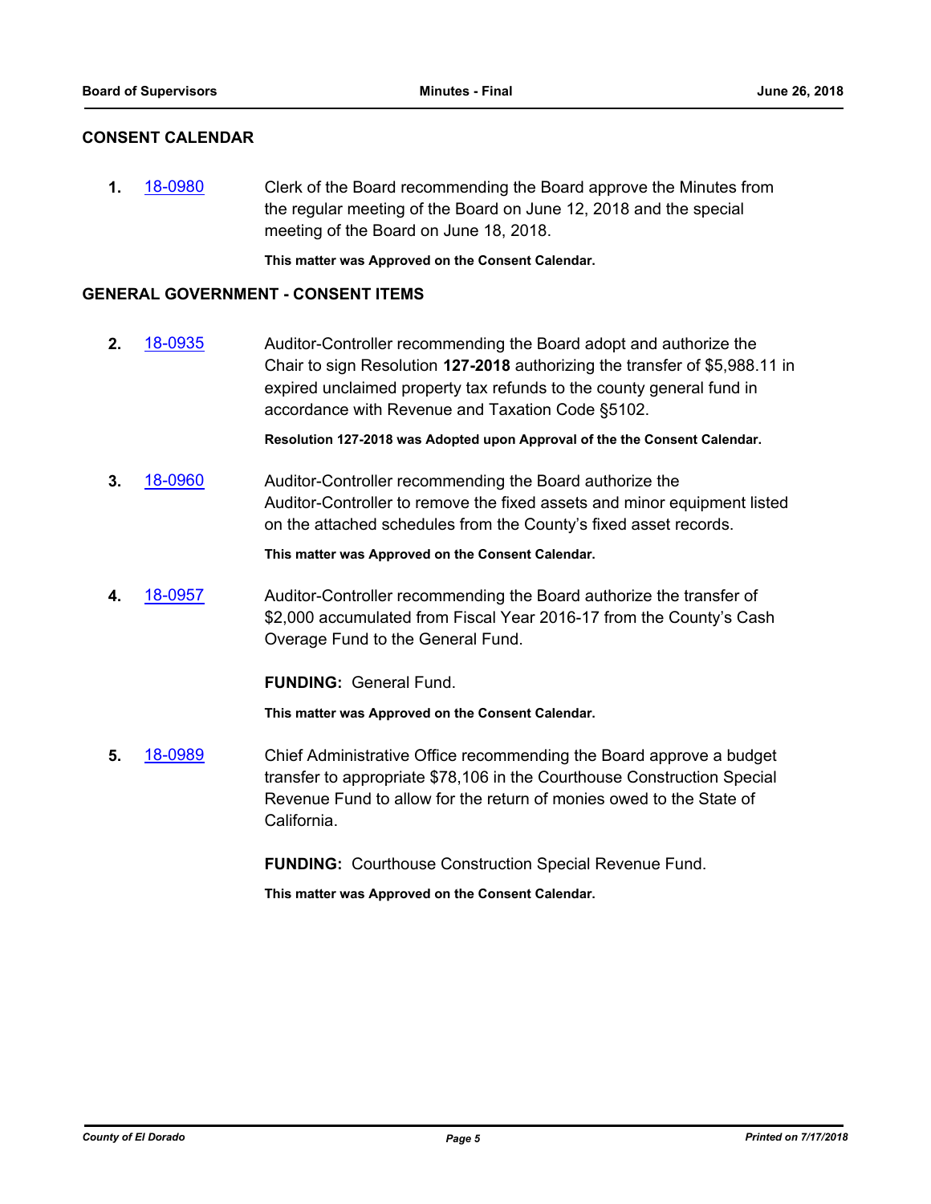## CONSENT CALENDAR

**1.** 18-0980 Clerk of the Board recommending the Board approve the Minutes from the regular meeting of the Board on June 12, 2018 and the special meeting of the Board on June 18, 2018.

**This matter was Approved on the Consent Calendar.**

## GENERAL GOVERNMENT - CONSENT ITEMS

**2.** 18-0935 Auditor-Controller recommending the Board adopt and authorize the Chair to sign Resolution **127-2018** authorizing the transfer of $5,988.11 in expired unclaimed property tax refunds to the county general fund in accordance with Revenue and Taxation Code §5102.

**Resolution 127-2018 was Adopted upon Approval of the the Consent Calendar.**

**3.** 18-0960 Auditor-Controller recommending the Board authorize the Auditor-Controller to remove the fixed assets and minor equipment listed on the attached schedules from the County's fixed asset records.

**This matter was Approved on the Consent Calendar.**

**4.** 18-0957 Auditor-Controller recommending the Board authorize the transfer of $2,000 accumulated from Fiscal Year 2016-17 from the County's Cash Overage Fund to the General Fund.

**FUNDING:** General Fund.

**This matter was Approved on the Consent Calendar.**

**5.** 18-0989 Chief Administrative Office recommending the Board approve a budget transfer to appropriate $78,106 in the Courthouse Construction Special Revenue Fund to allow for the return of monies owed to the State of California.

**FUNDING:** Courthouse Construction Special Revenue Fund.

**This matter was Approved on the Consent Calendar.**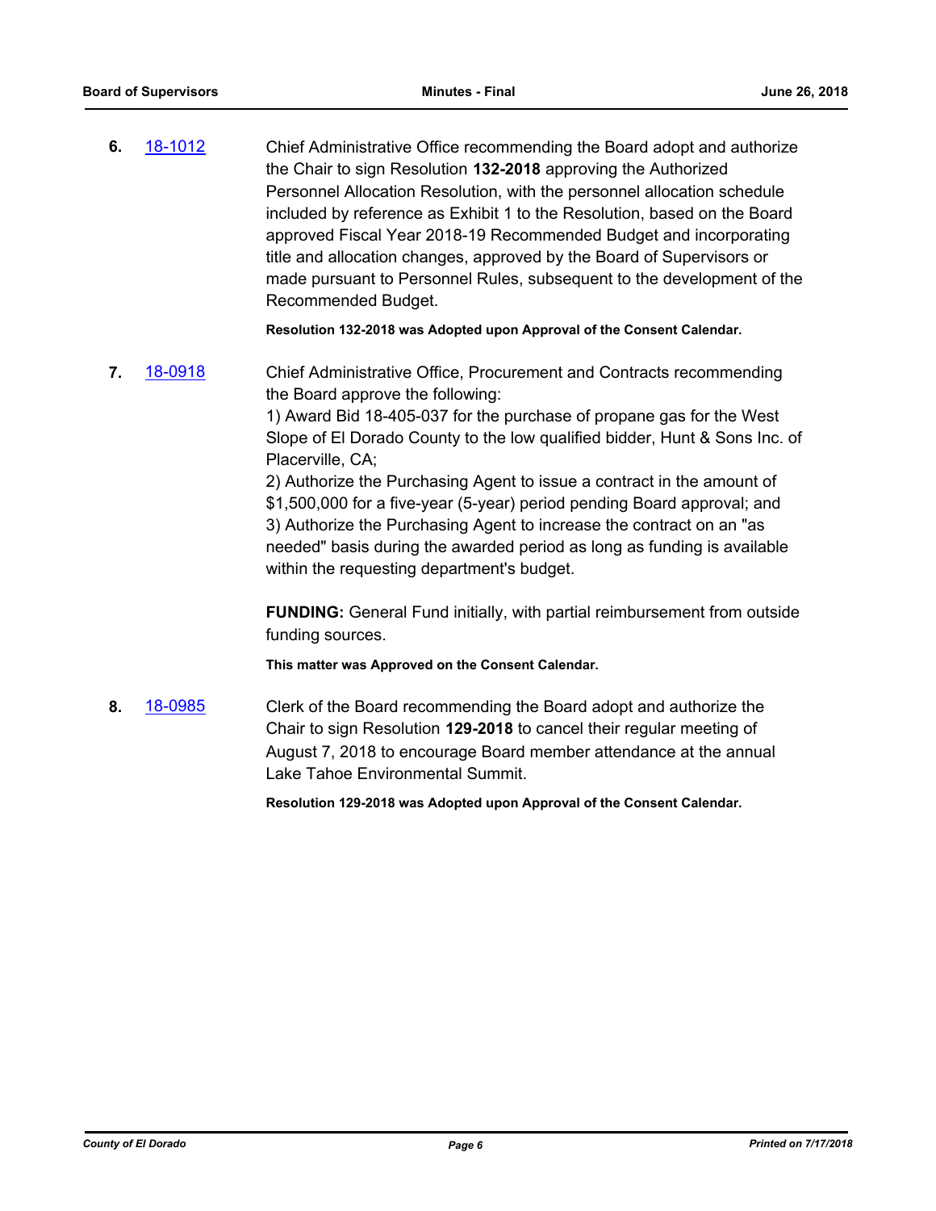**6.** 18-1012

Chief Administrative Office recommending the Board adopt and authorize the Chair to sign Resolution **132-2018** approving the Authorized Personnel Allocation Resolution, with the personnel allocation schedule included by reference as Exhibit 1 to the Resolution, based on the Board approved Fiscal Year 2018-19 Recommended Budget and incorporating title and allocation changes, approved by the Board of Supervisors or made pursuant to Personnel Rules, subsequent to the development of the Recommended Budget.

**Resolution 132-2018 was Adopted upon Approval of the Consent Calendar.**

**7.** 18-0918

Chief Administrative Office, Procurement and Contracts recommending the Board approve the following:
1) Award Bid 18-405-037 for the purchase of propane gas for the West Slope of El Dorado County to the low qualified bidder, Hunt & Sons Inc. of Placerville, CA;
2) Authorize the Purchasing Agent to issue a contract in the amount of $1,500,000 for a five-year (5-year) period pending Board approval; and
3) Authorize the Purchasing Agent to increase the contract on an "as needed" basis during the awarded period as long as funding is available within the requesting department's budget.

**FUNDING:** General Fund initially, with partial reimbursement from outside funding sources.

**This matter was Approved on the Consent Calendar.**

**8.** 18-0985

Clerk of the Board recommending the Board adopt and authorize the Chair to sign Resolution **129-2018** to cancel their regular meeting of August 7, 2018 to encourage Board member attendance at the annual Lake Tahoe Environmental Summit.

**Resolution 129-2018 was Adopted upon Approval of the Consent Calendar.**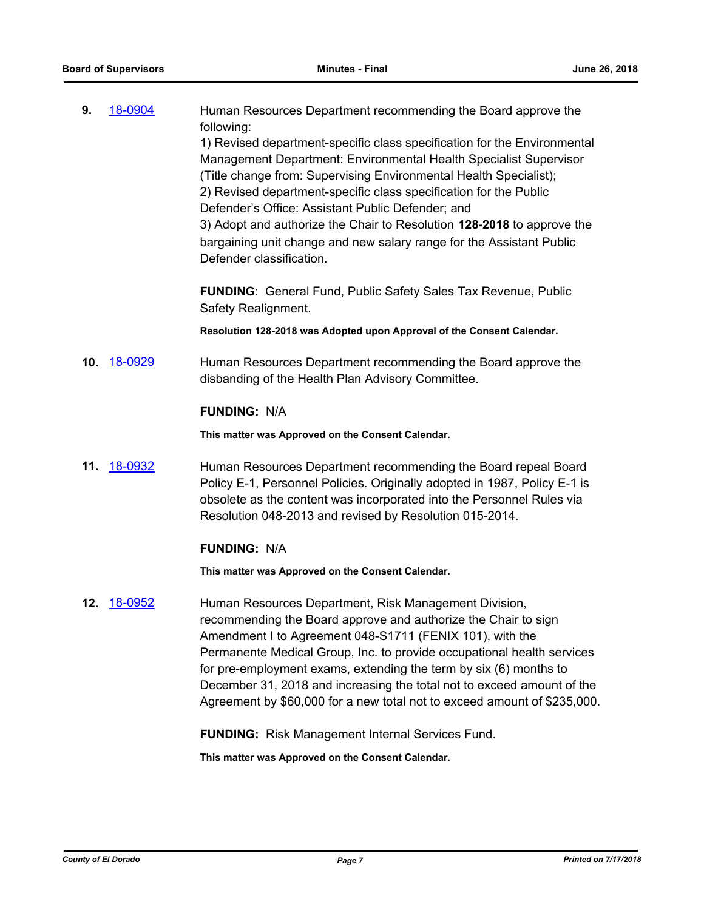**9.** [18-0904](#)

Human Resources Department recommending the Board approve the following:

1) Revised department-specific class specification for the Environmental Management Department: Environmental Health Specialist Supervisor (Title change from: Supervising Environmental Health Specialist);

2) Revised department-specific class specification for the Public Defender's Office: Assistant Public Defender; and

3) Adopt and authorize the Chair to Resolution **128-2018** to approve the bargaining unit change and new salary range for the Assistant Public Defender classification.

**FUNDING**: General Fund, Public Safety Sales Tax Revenue, Public Safety Realignment.

**Resolution 128-2018 was Adopted upon Approval of the Consent Calendar.**

**10.** [18-0929](#)

Human Resources Department recommending the Board approve the disbanding of the Health Plan Advisory Committee.

**FUNDING:** N/A

**This matter was Approved on the Consent Calendar.**

**11.** [18-0932](#)

Human Resources Department recommending the Board repeal Board Policy E-1, Personnel Policies. Originally adopted in 1987, Policy E-1 is obsolete as the content was incorporated into the Personnel Rules via Resolution 048-2013 and revised by Resolution 015-2014.

**FUNDING:** N/A

**This matter was Approved on the Consent Calendar.**

**12.** [18-0952](#)

Human Resources Department, Risk Management Division, recommending the Board approve and authorize the Chair to sign Amendment I to Agreement 048-S1711 (FENIX 101), with the Permanente Medical Group, Inc. to provide occupational health services for pre-employment exams, extending the term by six (6) months to December 31, 2018 and increasing the total not to exceed amount of the Agreement by $60,000 for a new total not to exceed amount of $235,000.

**FUNDING:** Risk Management Internal Services Fund.

**This matter was Approved on the Consent Calendar.**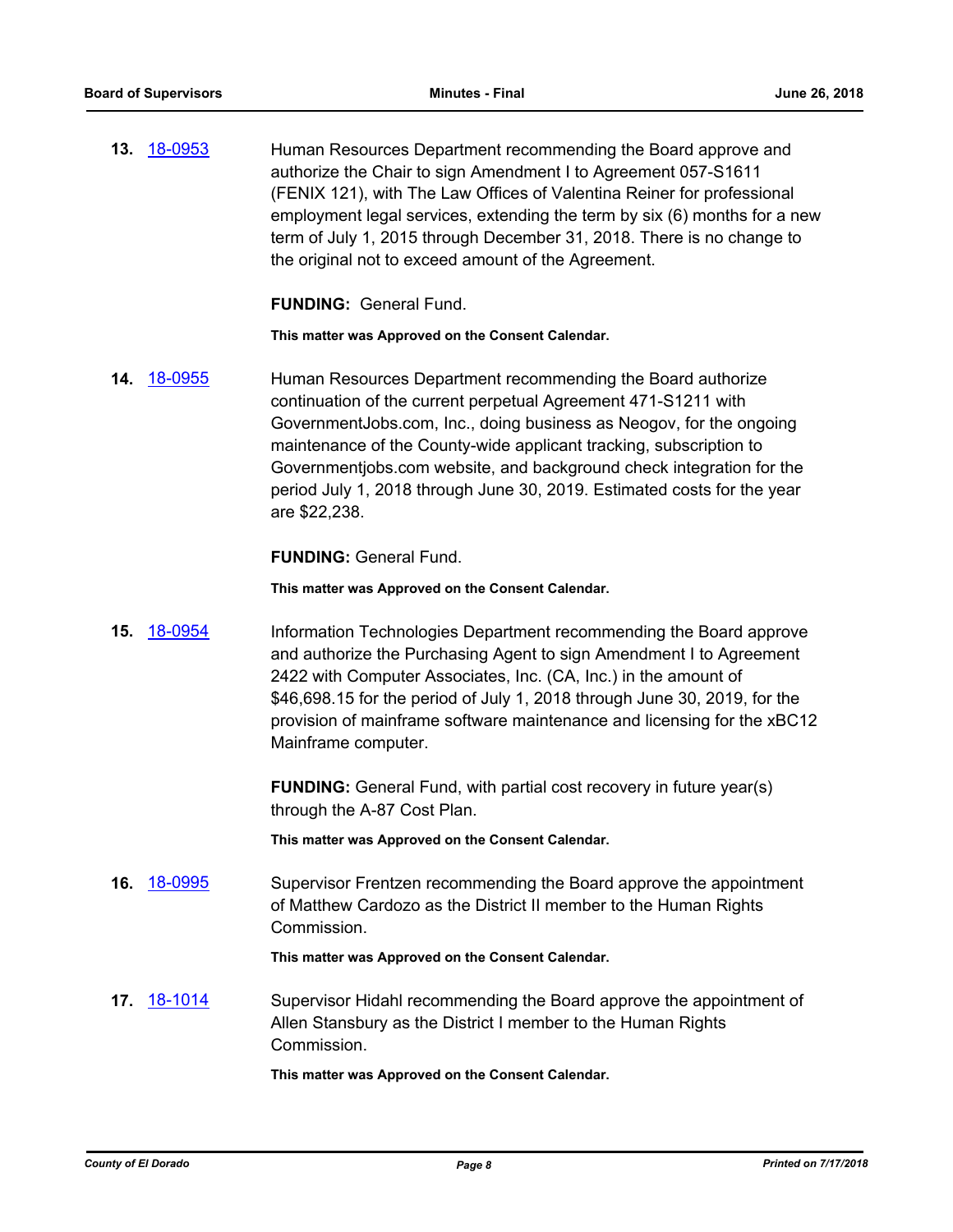**13.** 18-0953

Human Resources Department recommending the Board approve and authorize the Chair to sign Amendment I to Agreement 057-S1611 (FENIX 121), with The Law Offices of Valentina Reiner for professional employment legal services, extending the term by six (6) months for a new term of July 1, 2015 through December 31, 2018. There is no change to the original not to exceed amount of the Agreement.

**FUNDING:** General Fund.

**This matter was Approved on the Consent Calendar.**

**14.** 18-0955

Human Resources Department recommending the Board authorize continuation of the current perpetual Agreement 471-S1211 with GovernmentJobs.com, Inc., doing business as Neogov, for the ongoing maintenance of the County-wide applicant tracking, subscription to Governmentjobs.com website, and background check integration for the period July 1, 2018 through June 30, 2019. Estimated costs for the year are $22,238.

**FUNDING:** General Fund.

**This matter was Approved on the Consent Calendar.**

**15.** 18-0954

Information Technologies Department recommending the Board approve and authorize the Purchasing Agent to sign Amendment I to Agreement 2422 with Computer Associates, Inc. (CA, Inc.) in the amount of $46,698.15 for the period of July 1, 2018 through June 30, 2019, for the provision of mainframe software maintenance and licensing for the xBC12 Mainframe computer.

**FUNDING:** General Fund, with partial cost recovery in future year(s) through the A-87 Cost Plan.

**This matter was Approved on the Consent Calendar.**

**16.** 18-0995

Supervisor Frentzen recommending the Board approve the appointment of Matthew Cardozo as the District II member to the Human Rights Commission.

**This matter was Approved on the Consent Calendar.**

**17.** 18-1014

Supervisor Hidahl recommending the Board approve the appointment of Allen Stansbury as the District I member to the Human Rights Commission.

**This matter was Approved on the Consent Calendar.**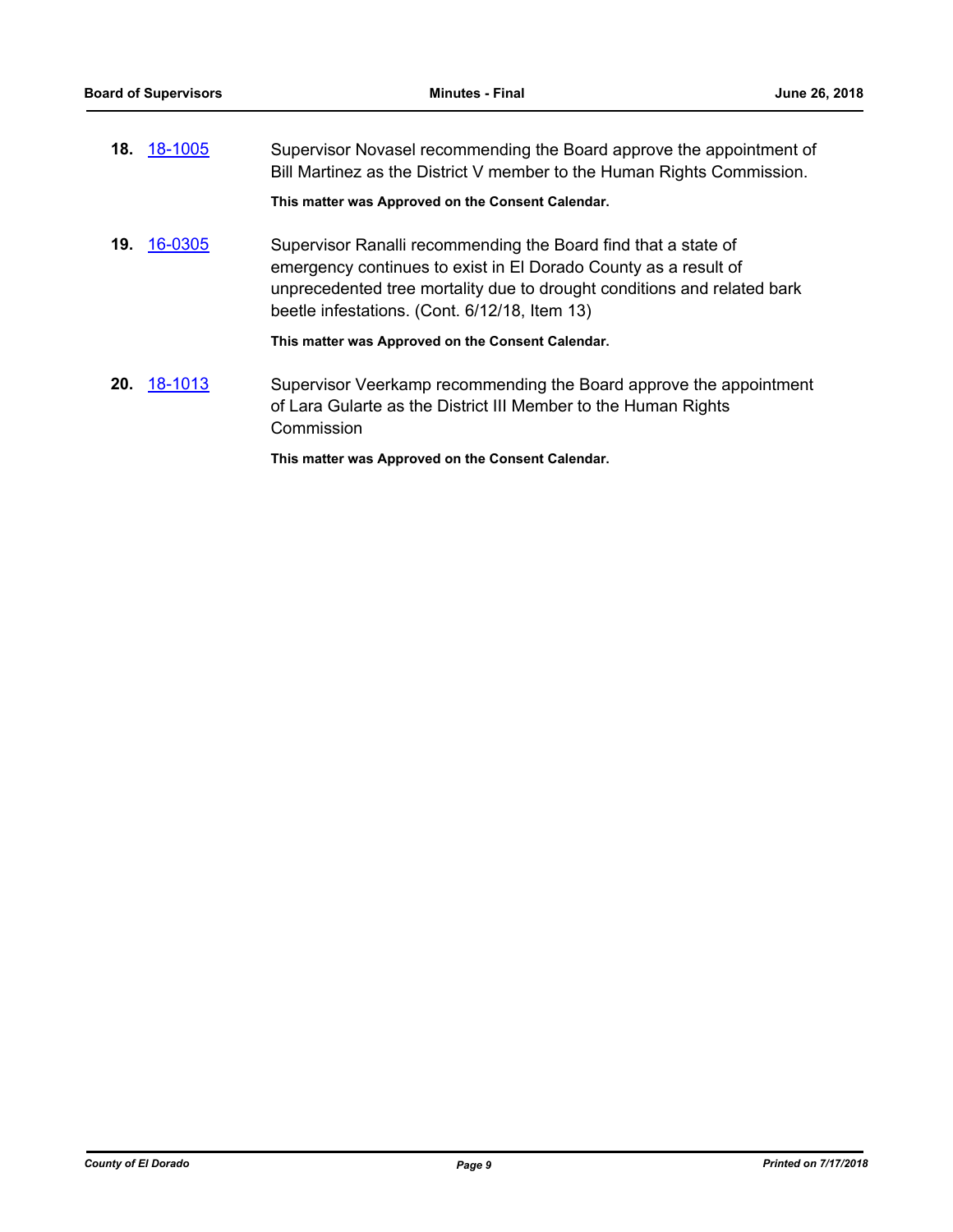**18.** 18-1005

Supervisor Novasel recommending the Board approve the appointment of Bill Martinez as the District V member to the Human Rights Commission.

**This matter was Approved on the Consent Calendar.**

**19.** 16-0305

Supervisor Ranalli recommending the Board find that a state of emergency continues to exist in El Dorado County as a result of unprecedented tree mortality due to drought conditions and related bark beetle infestations. (Cont. 6/12/18, Item 13)

**This matter was Approved on the Consent Calendar.**

**20.** 18-1013

Supervisor Veerkamp recommending the Board approve the appointment of Lara Gularte as the District III Member to the Human Rights Commission

**This matter was Approved on the Consent Calendar.**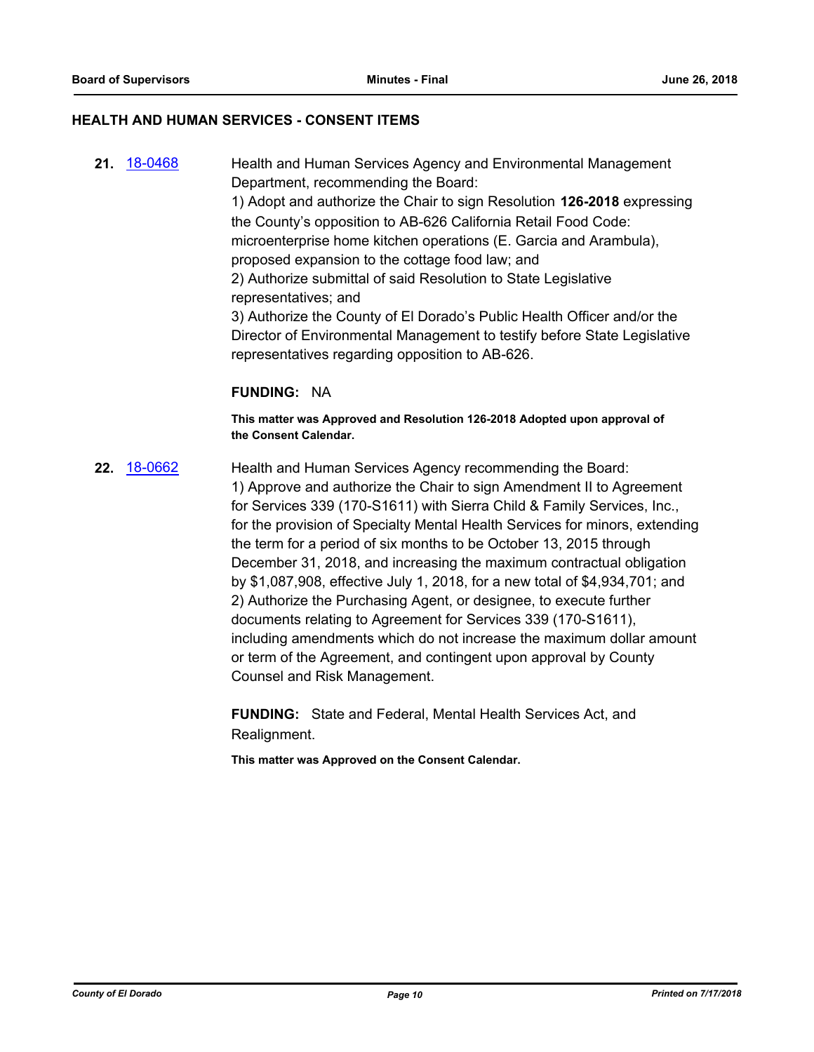## HEALTH AND HUMAN SERVICES - CONSENT ITEMS

**21.** 18-0468

Health and Human Services Agency and Environmental Management Department, recommending the Board:

1) Adopt and authorize the Chair to sign Resolution **126-2018** expressing the County's opposition to AB-626 California Retail Food Code: microenterprise home kitchen operations (E. Garcia and Arambula), proposed expansion to the cottage food law; and

2) Authorize submittal of said Resolution to State Legislative representatives; and

3) Authorize the County of El Dorado's Public Health Officer and/or the Director of Environmental Management to testify before State Legislative representatives regarding opposition to AB-626.

**FUNDING:** NA

**This matter was Approved and Resolution 126-2018 Adopted upon approval of the Consent Calendar.**

**22.** 18-0662

Health and Human Services Agency recommending the Board:

1) Approve and authorize the Chair to sign Amendment II to Agreement for Services 339 (170-S1611) with Sierra Child & Family Services, Inc., for the provision of Specialty Mental Health Services for minors, extending the term for a period of six months to be October 13, 2015 through December 31, 2018, and increasing the maximum contractual obligation by $1,087,908, effective July 1, 2018, for a new total of $4,934,701; and

2) Authorize the Purchasing Agent, or designee, to execute further documents relating to Agreement for Services 339 (170-S1611), including amendments which do not increase the maximum dollar amount or term of the Agreement, and contingent upon approval by County Counsel and Risk Management.

**FUNDING:** State and Federal, Mental Health Services Act, and Realignment.

**This matter was Approved on the Consent Calendar.**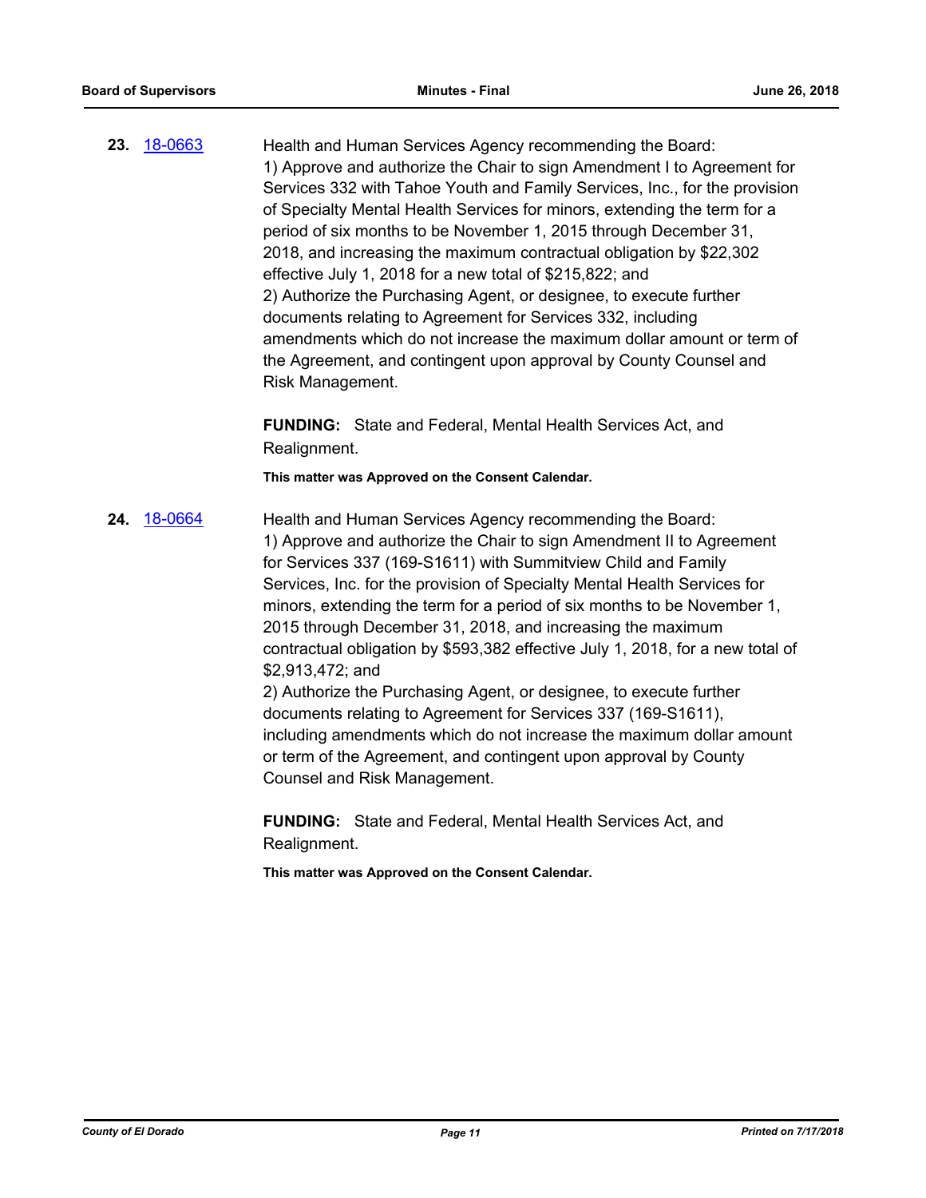**23.** [18-0663](18-0663)

Health and Human Services Agency recommending the Board:
1) Approve and authorize the Chair to sign Amendment I to Agreement for Services 332 with Tahoe Youth and Family Services, Inc., for the provision of Specialty Mental Health Services for minors, extending the term for a period of six months to be November 1, 2015 through December 31, 2018, and increasing the maximum contractual obligation by $22,302 effective July 1, 2018 for a new total of $215,822; and
2) Authorize the Purchasing Agent, or designee, to execute further documents relating to Agreement for Services 332, including amendments which do not increase the maximum dollar amount or term of the Agreement, and contingent upon approval by County Counsel and Risk Management.

**FUNDING:** State and Federal, Mental Health Services Act, and Realignment.

**This matter was Approved on the Consent Calendar.**

**24.** [18-0664](18-0664)

Health and Human Services Agency recommending the Board:
1) Approve and authorize the Chair to sign Amendment II to Agreement for Services 337 (169-S1611) with Summitview Child and Family Services, Inc. for the provision of Specialty Mental Health Services for minors, extending the term for a period of six months to be November 1, 2015 through December 31, 2018, and increasing the maximum contractual obligation by $593,382 effective July 1, 2018, for a new total of $2,913,472; and
2) Authorize the Purchasing Agent, or designee, to execute further documents relating to Agreement for Services 337 (169-S1611), including amendments which do not increase the maximum dollar amount or term of the Agreement, and contingent upon approval by County Counsel and Risk Management.

**FUNDING:** State and Federal, Mental Health Services Act, and Realignment.

**This matter was Approved on the Consent Calendar.**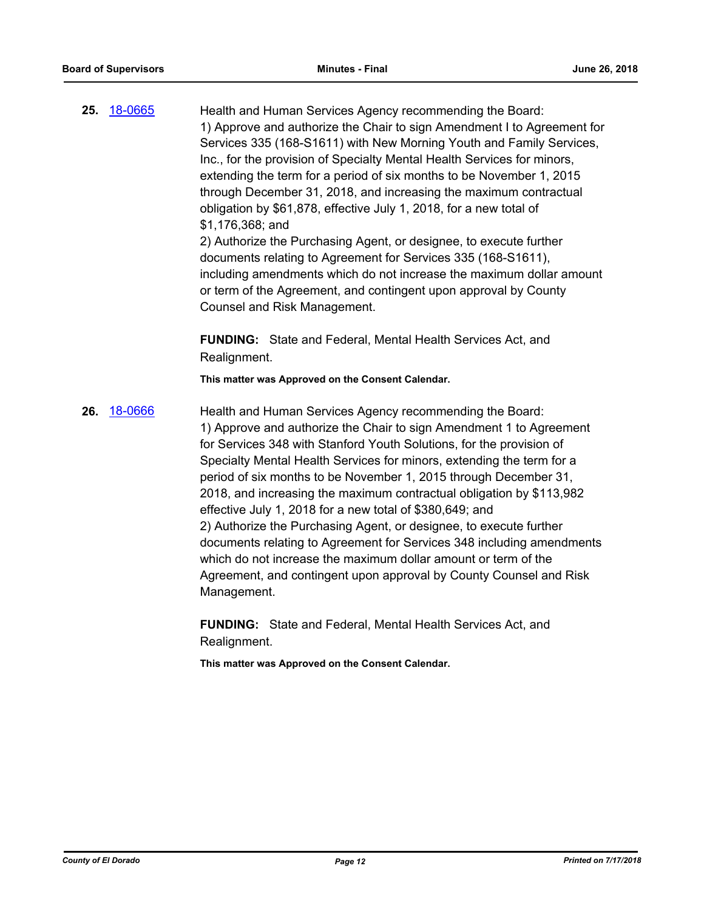**25.** 18-0665 Health and Human Services Agency recommending the Board:
1) Approve and authorize the Chair to sign Amendment I to Agreement for Services 335 (168-S1611) with New Morning Youth and Family Services, Inc., for the provision of Specialty Mental Health Services for minors, extending the term for a period of six months to be November 1, 2015 through December 31, 2018, and increasing the maximum contractual obligation by $61,878, effective July 1, 2018, for a new total of $1,176,368; and
2) Authorize the Purchasing Agent, or designee, to execute further documents relating to Agreement for Services 335 (168-S1611), including amendments which do not increase the maximum dollar amount or term of the Agreement, and contingent upon approval by County Counsel and Risk Management.

**FUNDING:** State and Federal, Mental Health Services Act, and Realignment.

**This matter was Approved on the Consent Calendar.**

**26.** 18-0666 Health and Human Services Agency recommending the Board:
1) Approve and authorize the Chair to sign Amendment 1 to Agreement for Services 348 with Stanford Youth Solutions, for the provision of Specialty Mental Health Services for minors, extending the term for a period of six months to be November 1, 2015 through December 31, 2018, and increasing the maximum contractual obligation by $113,982 effective July 1, 2018 for a new total of $380,649; and
2) Authorize the Purchasing Agent, or designee, to execute further documents relating to Agreement for Services 348 including amendments which do not increase the maximum dollar amount or term of the Agreement, and contingent upon approval by County Counsel and Risk Management.

**FUNDING:** State and Federal, Mental Health Services Act, and Realignment.

**This matter was Approved on the Consent Calendar.**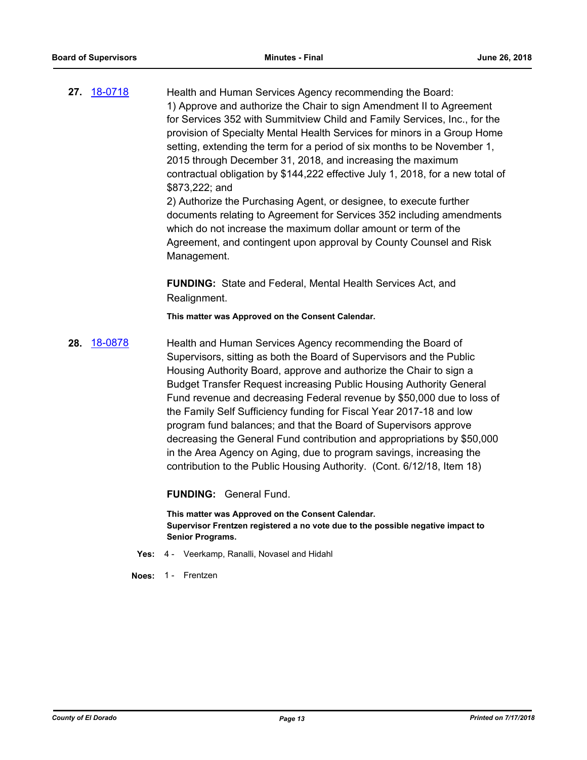**27.** [18-0718](18-0718)

Health and Human Services Agency recommending the Board:
1) Approve and authorize the Chair to sign Amendment II to Agreement for Services 352 with Summitview Child and Family Services, Inc., for the provision of Specialty Mental Health Services for minors in a Group Home setting, extending the term for a period of six months to be November 1, 2015 through December 31, 2018, and increasing the maximum contractual obligation by $144,222 effective July 1, 2018, for a new total of $873,222; and
2) Authorize the Purchasing Agent, or designee, to execute further documents relating to Agreement for Services 352 including amendments which do not increase the maximum dollar amount or term of the Agreement, and contingent upon approval by County Counsel and Risk Management.

**FUNDING:** State and Federal, Mental Health Services Act, and Realignment.

**This matter was Approved on the Consent Calendar.**

**28.** [18-0878](18-0878)

Health and Human Services Agency recommending the Board of Supervisors, sitting as both the Board of Supervisors and the Public Housing Authority Board, approve and authorize the Chair to sign a Budget Transfer Request increasing Public Housing Authority General Fund revenue and decreasing Federal revenue by $50,000 due to loss of the Family Self Sufficiency funding for Fiscal Year 2017-18 and low program fund balances; and that the Board of Supervisors approve decreasing the General Fund contribution and appropriations by $50,000 in the Area Agency on Aging, due to program savings, increasing the contribution to the Public Housing Authority. (Cont. 6/12/18, Item 18)

**FUNDING:** General Fund.

**This matter was Approved on the Consent Calendar.**
**Supervisor Frentzen registered a no vote due to the possible negative impact to Senior Programs.**

**Yes:** 4 - Veerkamp, Ranalli, Novasel and Hidahl

**Noes:** 1 - Frentzen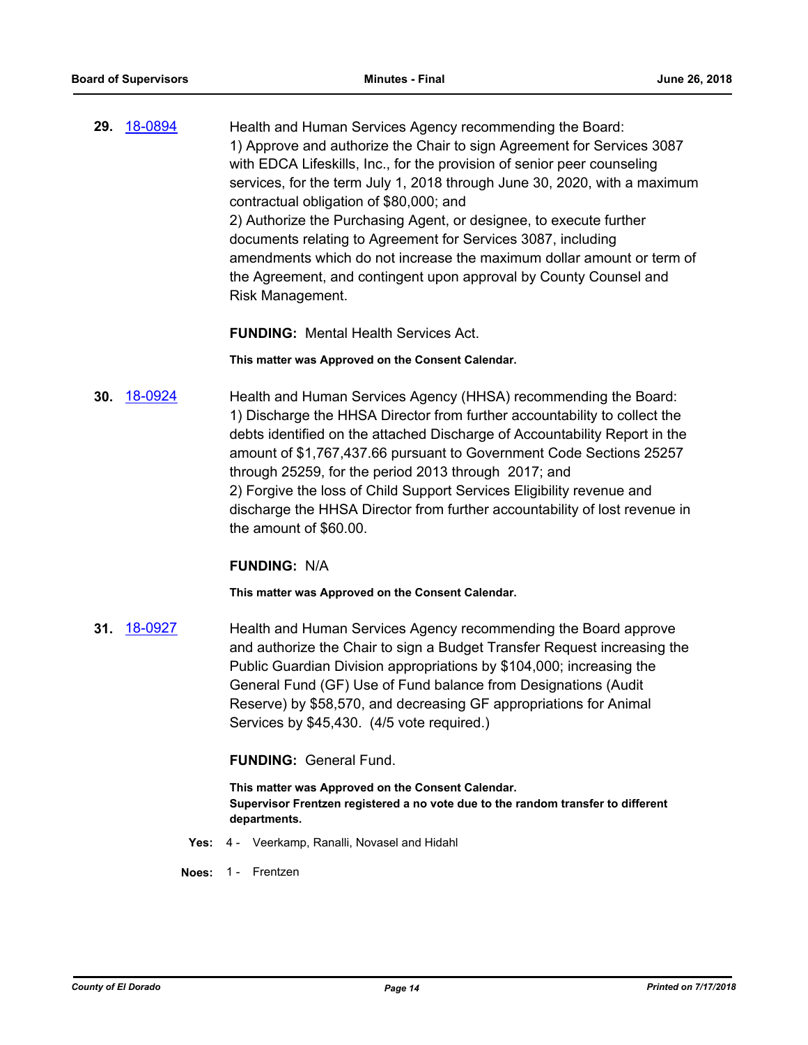**29.** [18-0894](18-0894)

Health and Human Services Agency recommending the Board:
1) Approve and authorize the Chair to sign Agreement for Services 3087 with EDCA Lifeskills, Inc., for the provision of senior peer counseling services, for the term July 1, 2018 through June 30, 2020, with a maximum contractual obligation of $80,000; and
2) Authorize the Purchasing Agent, or designee, to execute further documents relating to Agreement for Services 3087, including amendments which do not increase the maximum dollar amount or term of the Agreement, and contingent upon approval by County Counsel and Risk Management.

**FUNDING:** Mental Health Services Act.

**This matter was Approved on the Consent Calendar.**

**30.** [18-0924](18-0924)

Health and Human Services Agency (HHSA) recommending the Board:
1) Discharge the HHSA Director from further accountability to collect the debts identified on the attached Discharge of Accountability Report in the amount of $1,767,437.66 pursuant to Government Code Sections 25257 through 25259, for the period 2013 through 2017; and
2) Forgive the loss of Child Support Services Eligibility revenue and discharge the HHSA Director from further accountability of lost revenue in the amount of $60.00.

**FUNDING:** N/A

**This matter was Approved on the Consent Calendar.**

**31.** [18-0927](18-0927)

Health and Human Services Agency recommending the Board approve and authorize the Chair to sign a Budget Transfer Request increasing the Public Guardian Division appropriations by $104,000; increasing the General Fund (GF) Use of Fund balance from Designations (Audit Reserve) by $58,570, and decreasing GF appropriations for Animal Services by $45,430. (4/5 vote required.)

**FUNDING:** General Fund.

**This matter was Approved on the Consent Calendar.**
**Supervisor Frentzen registered a no vote due to the random transfer to different departments.**

**Yes:** 4 - Veerkamp, Ranalli, Novasel and Hidahl

**Noes:** 1 - Frentzen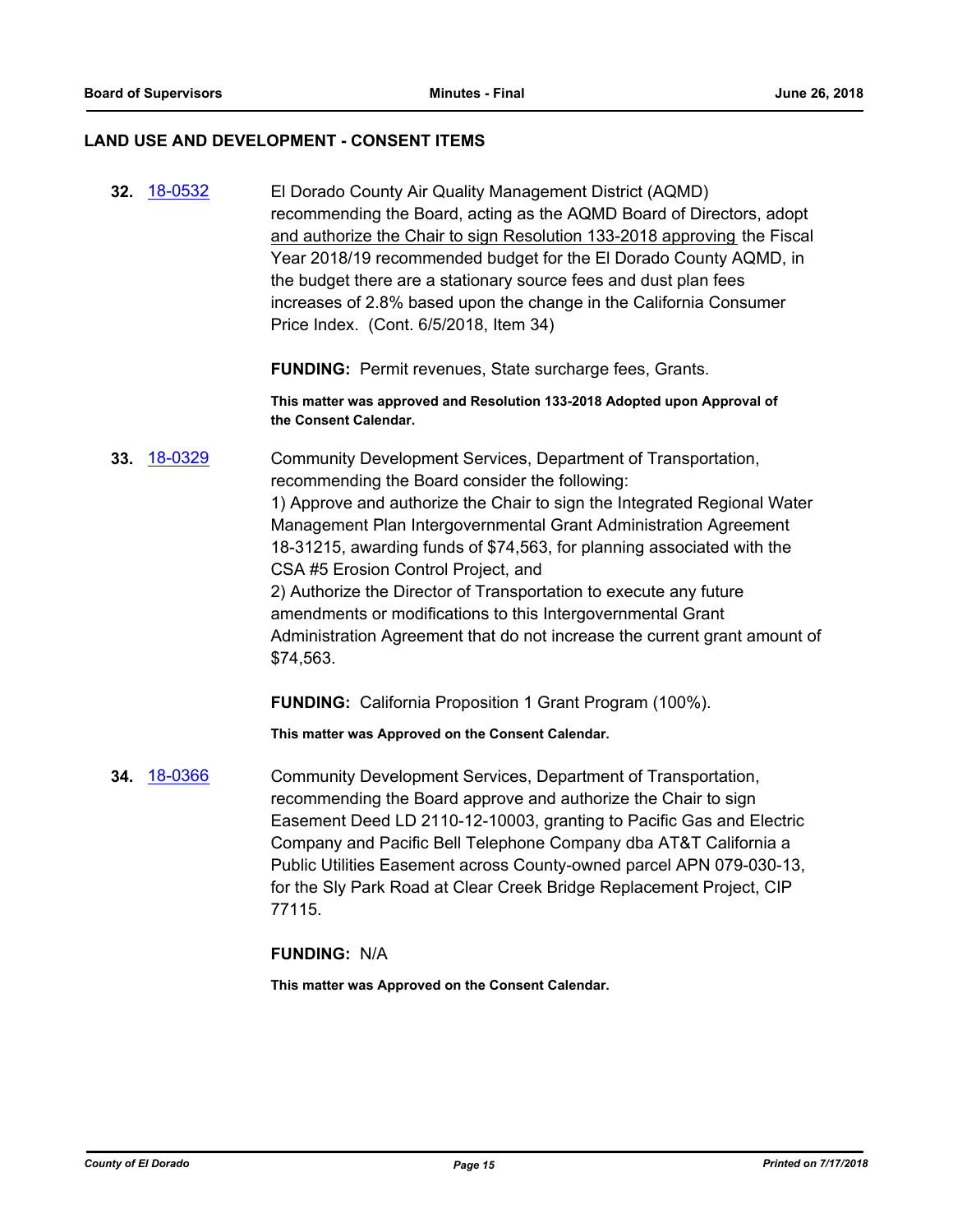## LAND USE AND DEVELOPMENT - CONSENT ITEMS

**32.** 18-0532

El Dorado County Air Quality Management District (AQMD) recommending the Board, acting as the AQMD Board of Directors, adopt and authorize the Chair to sign Resolution 133-2018 approving the Fiscal Year 2018/19 recommended budget for the El Dorado County AQMD, in the budget there are a stationary source fees and dust plan fees increases of 2.8% based upon the change in the California Consumer Price Index. (Cont. 6/5/2018, Item 34)

**FUNDING:** Permit revenues, State surcharge fees, Grants.

**This matter was approved and Resolution 133-2018 Adopted upon Approval of the Consent Calendar.**

**33.** 18-0329

Community Development Services, Department of Transportation, recommending the Board consider the following:
1) Approve and authorize the Chair to sign the Integrated Regional Water Management Plan Intergovernmental Grant Administration Agreement 18-31215, awarding funds of $74,563, for planning associated with the CSA #5 Erosion Control Project, and
2) Authorize the Director of Transportation to execute any future amendments or modifications to this Intergovernmental Grant Administration Agreement that do not increase the current grant amount of $74,563.

**FUNDING:** California Proposition 1 Grant Program (100%).

**This matter was Approved on the Consent Calendar.**

**34.** 18-0366

Community Development Services, Department of Transportation, recommending the Board approve and authorize the Chair to sign Easement Deed LD 2110-12-10003, granting to Pacific Gas and Electric Company and Pacific Bell Telephone Company dba AT&T California a Public Utilities Easement across County-owned parcel APN 079-030-13, for the Sly Park Road at Clear Creek Bridge Replacement Project, CIP 77115.

**FUNDING:** N/A

**This matter was Approved on the Consent Calendar.**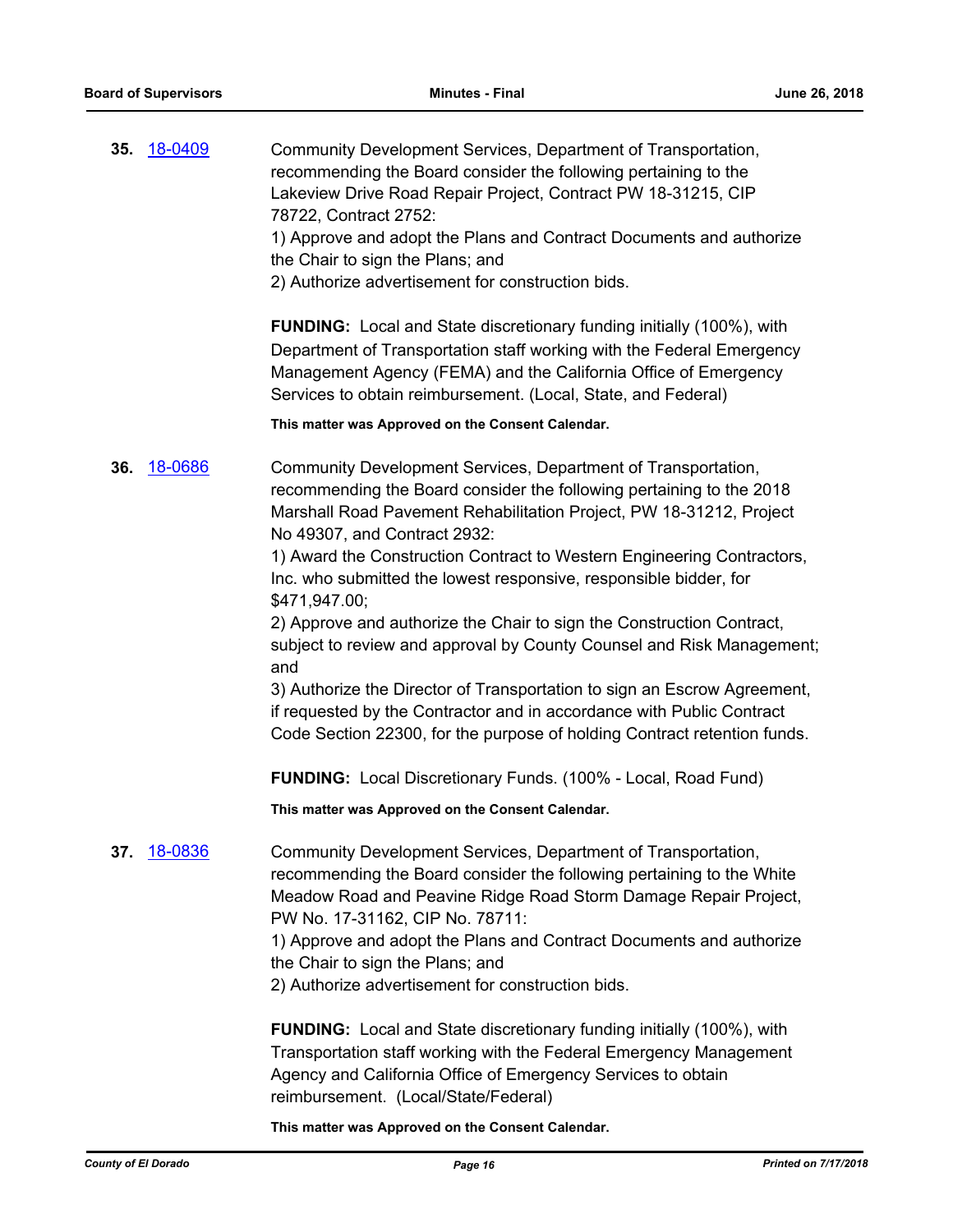**35.** 18-0409

Community Development Services, Department of Transportation, recommending the Board consider the following pertaining to the Lakeview Drive Road Repair Project, Contract PW 18-31215, CIP 78722, Contract 2752:
1) Approve and adopt the Plans and Contract Documents and authorize the Chair to sign the Plans; and
2) Authorize advertisement for construction bids.

**FUNDING:** Local and State discretionary funding initially (100%), with Department of Transportation staff working with the Federal Emergency Management Agency (FEMA) and the California Office of Emergency Services to obtain reimbursement. (Local, State, and Federal)

**This matter was Approved on the Consent Calendar.**

**36.** 18-0686

Community Development Services, Department of Transportation, recommending the Board consider the following pertaining to the 2018 Marshall Road Pavement Rehabilitation Project, PW 18-31212, Project No 49307, and Contract 2932:
1) Award the Construction Contract to Western Engineering Contractors, Inc. who submitted the lowest responsive, responsible bidder, for $471,947.00;
2) Approve and authorize the Chair to sign the Construction Contract, subject to review and approval by County Counsel and Risk Management; and
3) Authorize the Director of Transportation to sign an Escrow Agreement, if requested by the Contractor and in accordance with Public Contract Code Section 22300, for the purpose of holding Contract retention funds.

**FUNDING:** Local Discretionary Funds. (100% - Local, Road Fund)

**This matter was Approved on the Consent Calendar.**

**37.** 18-0836

Community Development Services, Department of Transportation, recommending the Board consider the following pertaining to the White Meadow Road and Peavine Ridge Road Storm Damage Repair Project, PW No. 17-31162, CIP No. 78711:
1) Approve and adopt the Plans and Contract Documents and authorize the Chair to sign the Plans; and
2) Authorize advertisement for construction bids.

**FUNDING:** Local and State discretionary funding initially (100%), with Transportation staff working with the Federal Emergency Management Agency and California Office of Emergency Services to obtain reimbursement. (Local/State/Federal)

**This matter was Approved on the Consent Calendar.**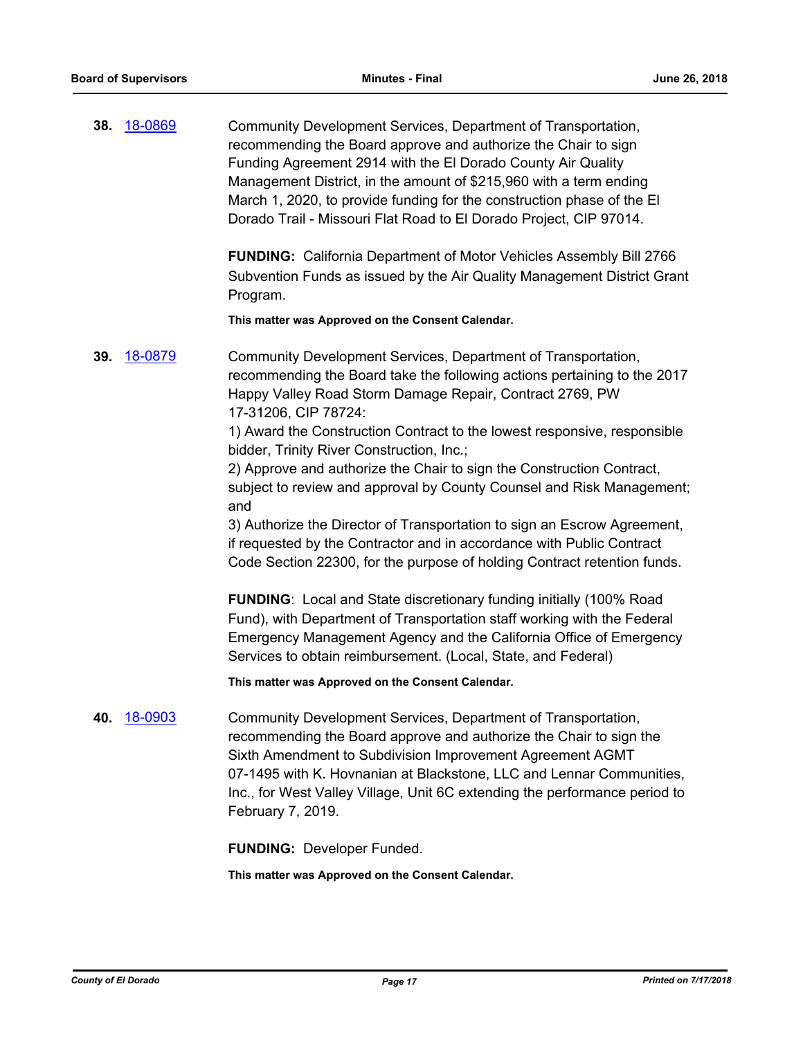**38.** 18-0869

Community Development Services, Department of Transportation, recommending the Board approve and authorize the Chair to sign Funding Agreement 2914 with the El Dorado County Air Quality Management District, in the amount of $215,960 with a term ending March 1, 2020, to provide funding for the construction phase of the El Dorado Trail - Missouri Flat Road to El Dorado Project, CIP 97014.

**FUNDING:** California Department of Motor Vehicles Assembly Bill 2766 Subvention Funds as issued by the Air Quality Management District Grant Program.

**This matter was Approved on the Consent Calendar.**

**39.** 18-0879

Community Development Services, Department of Transportation, recommending the Board take the following actions pertaining to the 2017 Happy Valley Road Storm Damage Repair, Contract 2769, PW 17-31206, CIP 78724:

1) Award the Construction Contract to the lowest responsive, responsible bidder, Trinity River Construction, Inc.;

2) Approve and authorize the Chair to sign the Construction Contract, subject to review and approval by County Counsel and Risk Management; and

3) Authorize the Director of Transportation to sign an Escrow Agreement, if requested by the Contractor and in accordance with Public Contract Code Section 22300, for the purpose of holding Contract retention funds.

**FUNDING**: Local and State discretionary funding initially (100% Road Fund), with Department of Transportation staff working with the Federal Emergency Management Agency and the California Office of Emergency Services to obtain reimbursement. (Local, State, and Federal)

**This matter was Approved on the Consent Calendar.**

**40.** 18-0903

Community Development Services, Department of Transportation, recommending the Board approve and authorize the Chair to sign the Sixth Amendment to Subdivision Improvement Agreement AGMT 07-1495 with K. Hovnanian at Blackstone, LLC and Lennar Communities, Inc., for West Valley Village, Unit 6C extending the performance period to February 7, 2019.

**FUNDING:** Developer Funded.

**This matter was Approved on the Consent Calendar.**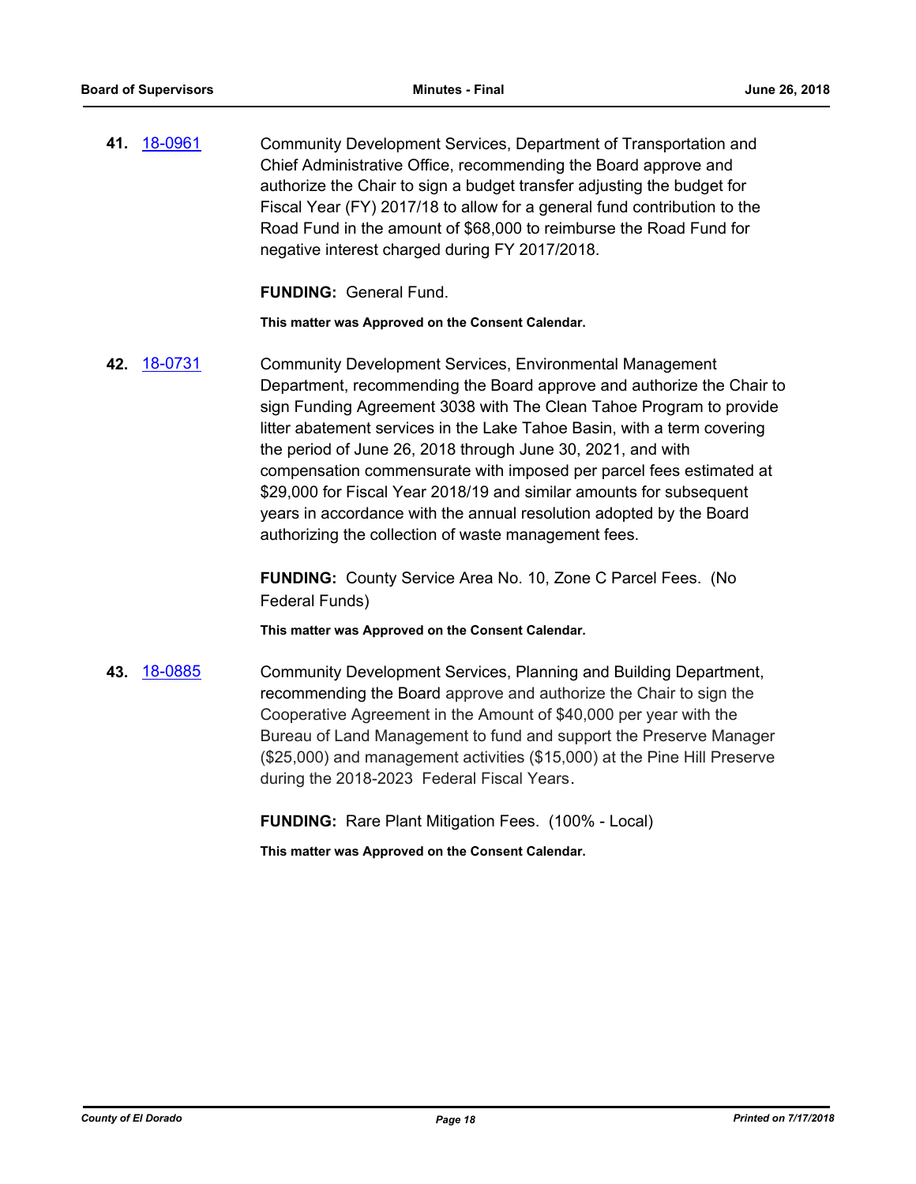**41.** 18-0961

Community Development Services, Department of Transportation and Chief Administrative Office, recommending the Board approve and authorize the Chair to sign a budget transfer adjusting the budget for Fiscal Year (FY) 2017/18 to allow for a general fund contribution to the Road Fund in the amount of $68,000 to reimburse the Road Fund for negative interest charged during FY 2017/2018.

**FUNDING:** General Fund.

**This matter was Approved on the Consent Calendar.**

**42.** 18-0731

Community Development Services, Environmental Management Department, recommending the Board approve and authorize the Chair to sign Funding Agreement 3038 with The Clean Tahoe Program to provide litter abatement services in the Lake Tahoe Basin, with a term covering the period of June 26, 2018 through June 30, 2021, and with compensation commensurate with imposed per parcel fees estimated at $29,000 for Fiscal Year 2018/19 and similar amounts for subsequent years in accordance with the annual resolution adopted by the Board authorizing the collection of waste management fees.

**FUNDING:** County Service Area No. 10, Zone C Parcel Fees. (No Federal Funds)

**This matter was Approved on the Consent Calendar.**

**43.** 18-0885

Community Development Services, Planning and Building Department, recommending the Board approve and authorize the Chair to sign the Cooperative Agreement in the Amount of $40,000 per year with the Bureau of Land Management to fund and support the Preserve Manager ($25,000) and management activities ($15,000) at the Pine Hill Preserve during the 2018-2023 Federal Fiscal Years.

**FUNDING:** Rare Plant Mitigation Fees. (100% - Local)

**This matter was Approved on the Consent Calendar.**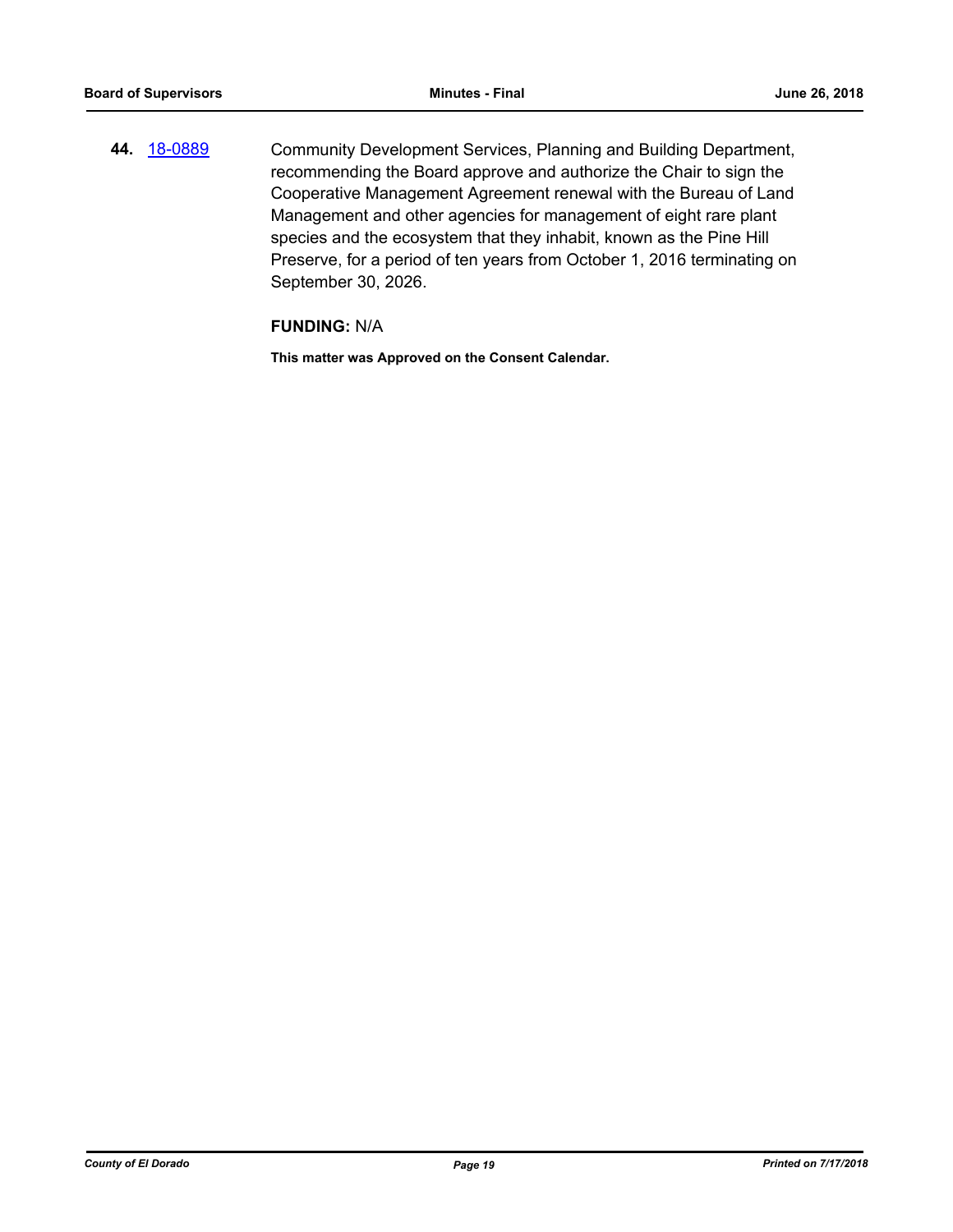**44.** [18-0889](18-0889) Community Development Services, Planning and Building Department, recommending the Board approve and authorize the Chair to sign the Cooperative Management Agreement renewal with the Bureau of Land Management and other agencies for management of eight rare plant species and the ecosystem that they inhabit, known as the Pine Hill Preserve, for a period of ten years from October 1, 2016 terminating on September 30, 2026.

**FUNDING:** N/A

**This matter was Approved on the Consent Calendar.**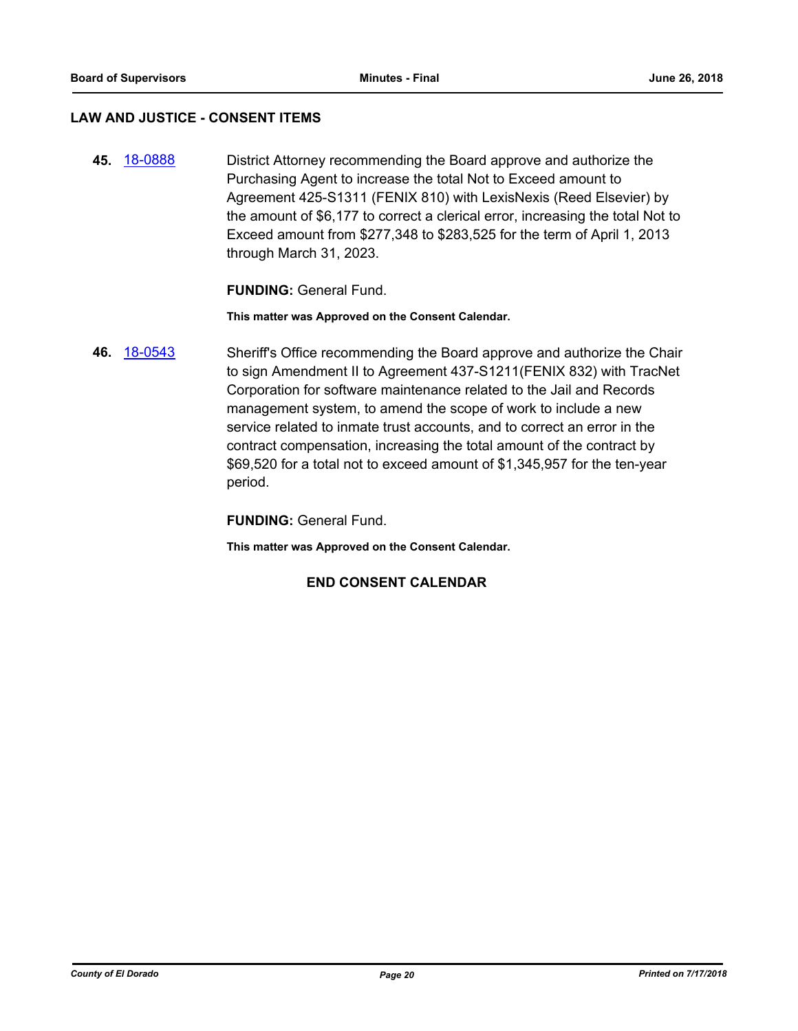## LAW AND JUSTICE - CONSENT ITEMS

**45.** [18-0888](18-0888) District Attorney recommending the Board approve and authorize the Purchasing Agent to increase the total Not to Exceed amount to Agreement 425-S1311 (FENIX 810) with LexisNexis (Reed Elsevier) by the amount of $6,177 to correct a clerical error, increasing the total Not to Exceed amount from $277,348 to $283,525 for the term of April 1, 2013 through March 31, 2023.

**FUNDING:** General Fund.

**This matter was Approved on the Consent Calendar.**

**46.** [18-0543](18-0543) Sheriff's Office recommending the Board approve and authorize the Chair to sign Amendment II to Agreement 437-S1211(FENIX 832) with TracNet Corporation for software maintenance related to the Jail and Records management system, to amend the scope of work to include a new service related to inmate trust accounts, and to correct an error in the contract compensation, increasing the total amount of the contract by $69,520 for a total not to exceed amount of $1,345,957 for the ten-year period.

**FUNDING:** General Fund.

**This matter was Approved on the Consent Calendar.**

**END CONSENT CALENDAR**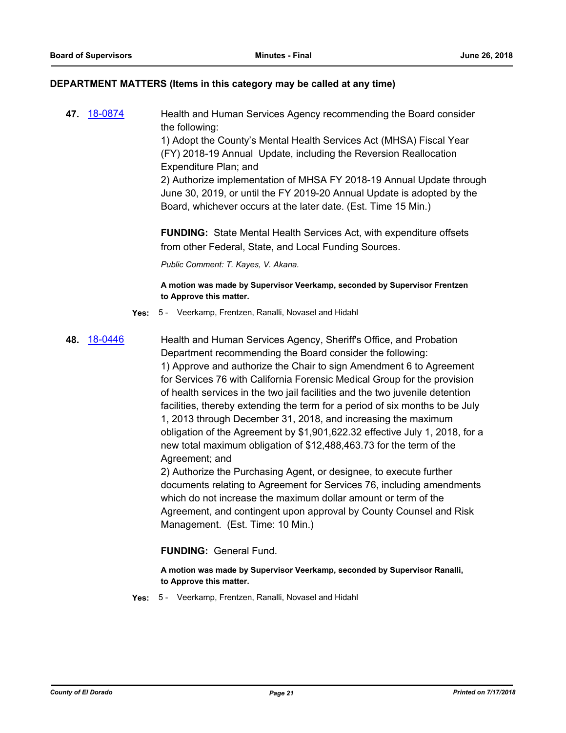## DEPARTMENT MATTERS (Items in this category may be called at any time)

**47.** 18-0874

Health and Human Services Agency recommending the Board consider the following:

1) Adopt the County's Mental Health Services Act (MHSA) Fiscal Year (FY) 2018-19 Annual Update, including the Reversion Reallocation Expenditure Plan; and

2) Authorize implementation of MHSA FY 2018-19 Annual Update through June 30, 2019, or until the FY 2019-20 Annual Update is adopted by the Board, whichever occurs at the later date. (Est. Time 15 Min.)

**FUNDING:** State Mental Health Services Act, with expenditure offsets from other Federal, State, and Local Funding Sources.

*Public Comment: T. Kayes, V. Akana.*

**A motion was made by Supervisor Veerkamp, seconded by Supervisor Frentzen to Approve this matter.**

**Yes:** 5 - Veerkamp, Frentzen, Ranalli, Novasel and Hidahl

**48.** 18-0446

Health and Human Services Agency, Sheriff's Office, and Probation Department recommending the Board consider the following:

1) Approve and authorize the Chair to sign Amendment 6 to Agreement for Services 76 with California Forensic Medical Group for the provision of health services in the two jail facilities and the two juvenile detention facilities, thereby extending the term for a period of six months to be July 1, 2013 through December 31, 2018, and increasing the maximum obligation of the Agreement by $1,901,622.32 effective July 1, 2018, for a new total maximum obligation of $12,488,463.73 for the term of the Agreement; and

2) Authorize the Purchasing Agent, or designee, to execute further documents relating to Agreement for Services 76, including amendments which do not increase the maximum dollar amount or term of the Agreement, and contingent upon approval by County Counsel and Risk Management. (Est. Time: 10 Min.)

**FUNDING:** General Fund.

**A motion was made by Supervisor Veerkamp, seconded by Supervisor Ranalli, to Approve this matter.**

**Yes:** 5 - Veerkamp, Frentzen, Ranalli, Novasel and Hidahl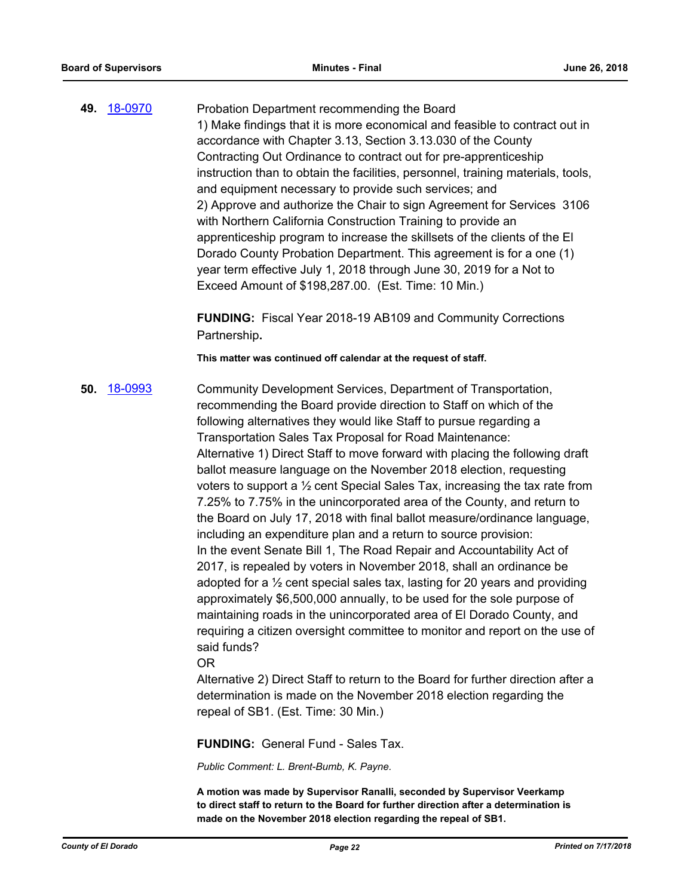**49.** [18-0970](18-0970)

Probation Department recommending the Board
1) Make findings that it is more economical and feasible to contract out in accordance with Chapter 3.13, Section 3.13.030 of the County Contracting Out Ordinance to contract out for pre-apprenticeship instruction than to obtain the facilities, personnel, training materials, tools, and equipment necessary to provide such services; and
2) Approve and authorize the Chair to sign Agreement for Services 3106 with Northern California Construction Training to provide an apprenticeship program to increase the skillsets of the clients of the El Dorado County Probation Department. This agreement is for a one (1) year term effective July 1, 2018 through June 30, 2019 for a Not to Exceed Amount of $198,287.00. (Est. Time: 10 Min.)

**FUNDING:** Fiscal Year 2018-19 AB109 and Community Corrections Partnership**.**

**This matter was continued off calendar at the request of staff.**

**50.** [18-0993](18-0993)

Community Development Services, Department of Transportation, recommending the Board provide direction to Staff on which of the following alternatives they would like Staff to pursue regarding a Transportation Sales Tax Proposal for Road Maintenance:
Alternative 1) Direct Staff to move forward with placing the following draft ballot measure language on the November 2018 election, requesting voters to support a ½ cent Special Sales Tax, increasing the tax rate from 7.25% to 7.75% in the unincorporated area of the County, and return to the Board on July 17, 2018 with final ballot measure/ordinance language, including an expenditure plan and a return to source provision:
In the event Senate Bill 1, The Road Repair and Accountability Act of 2017, is repealed by voters in November 2018, shall an ordinance be adopted for a ½ cent special sales tax, lasting for 20 years and providing approximately $6,500,000 annually, to be used for the sole purpose of maintaining roads in the unincorporated area of El Dorado County, and requiring a citizen oversight committee to monitor and report on the use of said funds?
OR
Alternative 2) Direct Staff to return to the Board for further direction after a determination is made on the November 2018 election regarding the repeal of SB1. (Est. Time: 30 Min.)

**FUNDING:** General Fund - Sales Tax.

*Public Comment: L. Brent-Bumb, K. Payne.*

**A motion was made by Supervisor Ranalli, seconded by Supervisor Veerkamp to direct staff to return to the Board for further direction after a determination is made on the November 2018 election regarding the repeal of SB1.**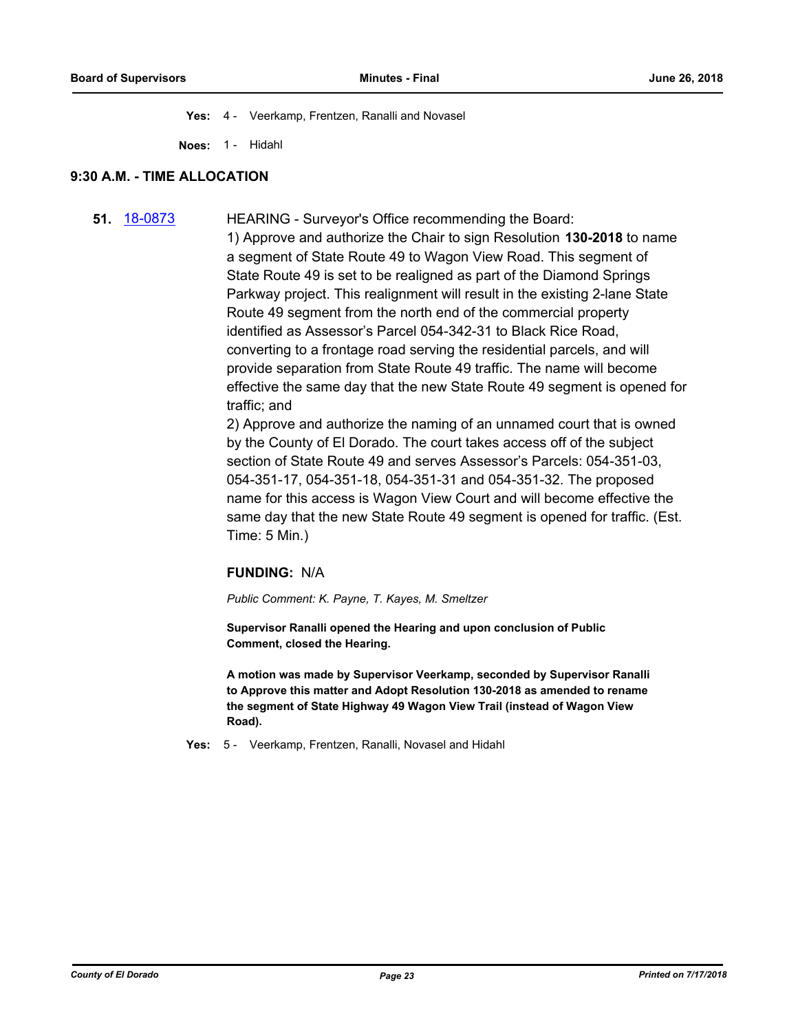**Yes:** 4 - Veerkamp, Frentzen, Ranalli and Novasel

**Noes:** 1 - Hidahl

## 9:30 A.M. - TIME ALLOCATION

**51.** [18-0873](18-0873)

HEARING - Surveyor's Office recommending the Board:

1) Approve and authorize the Chair to sign Resolution **130-2018** to name a segment of State Route 49 to Wagon View Road. This segment of State Route 49 is set to be realigned as part of the Diamond Springs Parkway project. This realignment will result in the existing 2-lane State Route 49 segment from the north end of the commercial property identified as Assessor's Parcel 054-342-31 to Black Rice Road, converting to a frontage road serving the residential parcels, and will provide separation from State Route 49 traffic. The name will become effective the same day that the new State Route 49 segment is opened for traffic; and

2) Approve and authorize the naming of an unnamed court that is owned by the County of El Dorado. The court takes access off of the subject section of State Route 49 and serves Assessor's Parcels: 054-351-03, 054-351-17, 054-351-18, 054-351-31 and 054-351-32. The proposed name for this access is Wagon View Court and will become effective the same day that the new State Route 49 segment is opened for traffic. (Est. Time: 5 Min.)

**FUNDING:** N/A

*Public Comment: K. Payne, T. Kayes, M. Smeltzer*

**Supervisor Ranalli opened the Hearing and upon conclusion of Public Comment, closed the Hearing.**

**A motion was made by Supervisor Veerkamp, seconded by Supervisor Ranalli to Approve this matter and Adopt Resolution 130-2018 as amended to rename the segment of State Highway 49 Wagon View Trail (instead of Wagon View Road).**

**Yes:** 5 - Veerkamp, Frentzen, Ranalli, Novasel and Hidahl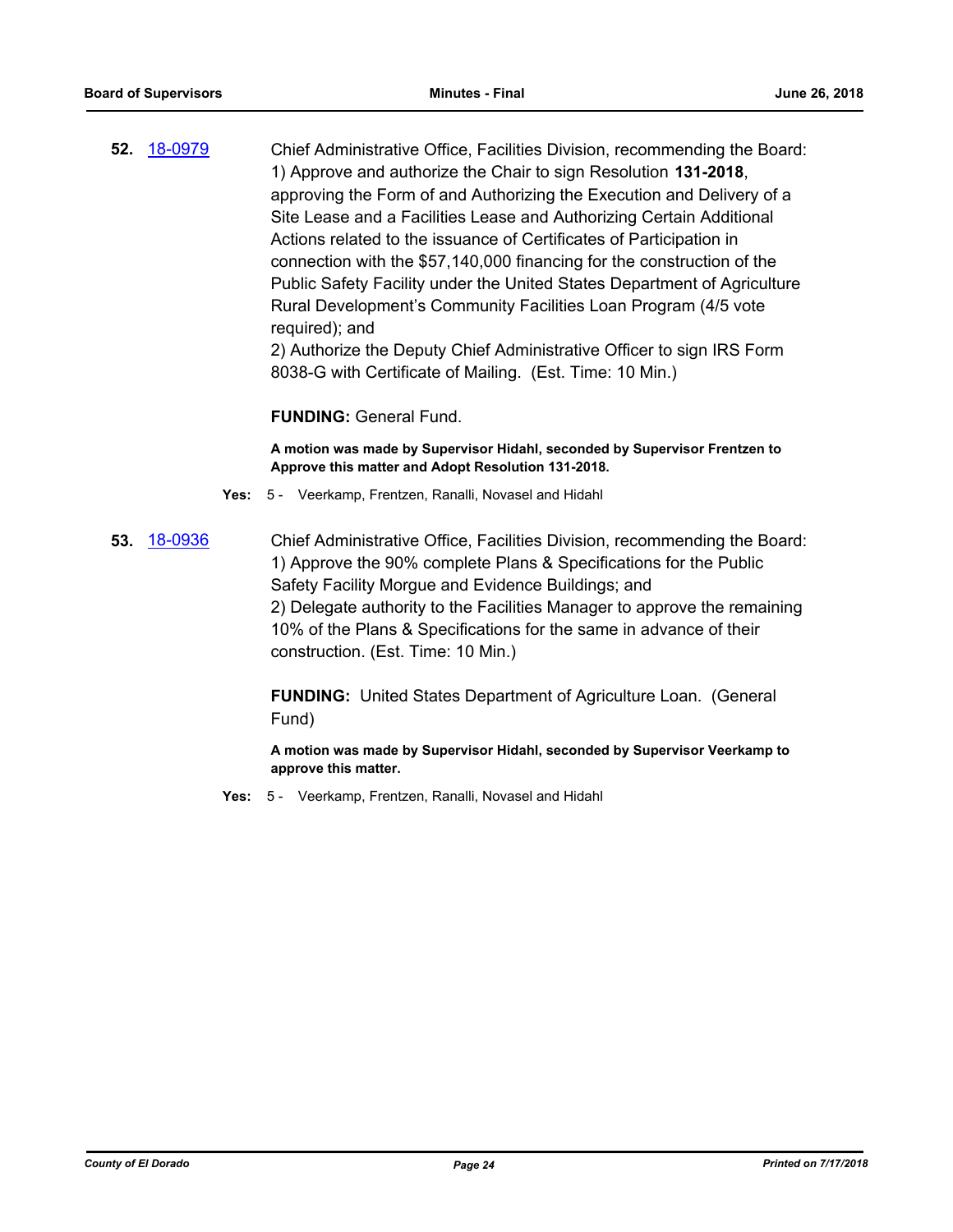**52.** [18-0979](18-0979)

Chief Administrative Office, Facilities Division, recommending the Board:
1) Approve and authorize the Chair to sign Resolution **131-2018**, approving the Form of and Authorizing the Execution and Delivery of a Site Lease and a Facilities Lease and Authorizing Certain Additional Actions related to the issuance of Certificates of Participation in connection with the $57,140,000 financing for the construction of the Public Safety Facility under the United States Department of Agriculture Rural Development's Community Facilities Loan Program (4/5 vote required); and
2) Authorize the Deputy Chief Administrative Officer to sign IRS Form 8038-G with Certificate of Mailing. (Est. Time: 10 Min.)

**FUNDING:** General Fund.

**A motion was made by Supervisor Hidahl, seconded by Supervisor Frentzen to Approve this matter and Adopt Resolution 131-2018.**

**Yes:** 5 - Veerkamp, Frentzen, Ranalli, Novasel and Hidahl

**53.** [18-0936](18-0936)

Chief Administrative Office, Facilities Division, recommending the Board:
1) Approve the 90% complete Plans & Specifications for the Public Safety Facility Morgue and Evidence Buildings; and
2) Delegate authority to the Facilities Manager to approve the remaining 10% of the Plans & Specifications for the same in advance of their construction. (Est. Time: 10 Min.)

**FUNDING:** United States Department of Agriculture Loan. (General Fund)

**A motion was made by Supervisor Hidahl, seconded by Supervisor Veerkamp to approve this matter.**

**Yes:** 5 - Veerkamp, Frentzen, Ranalli, Novasel and Hidahl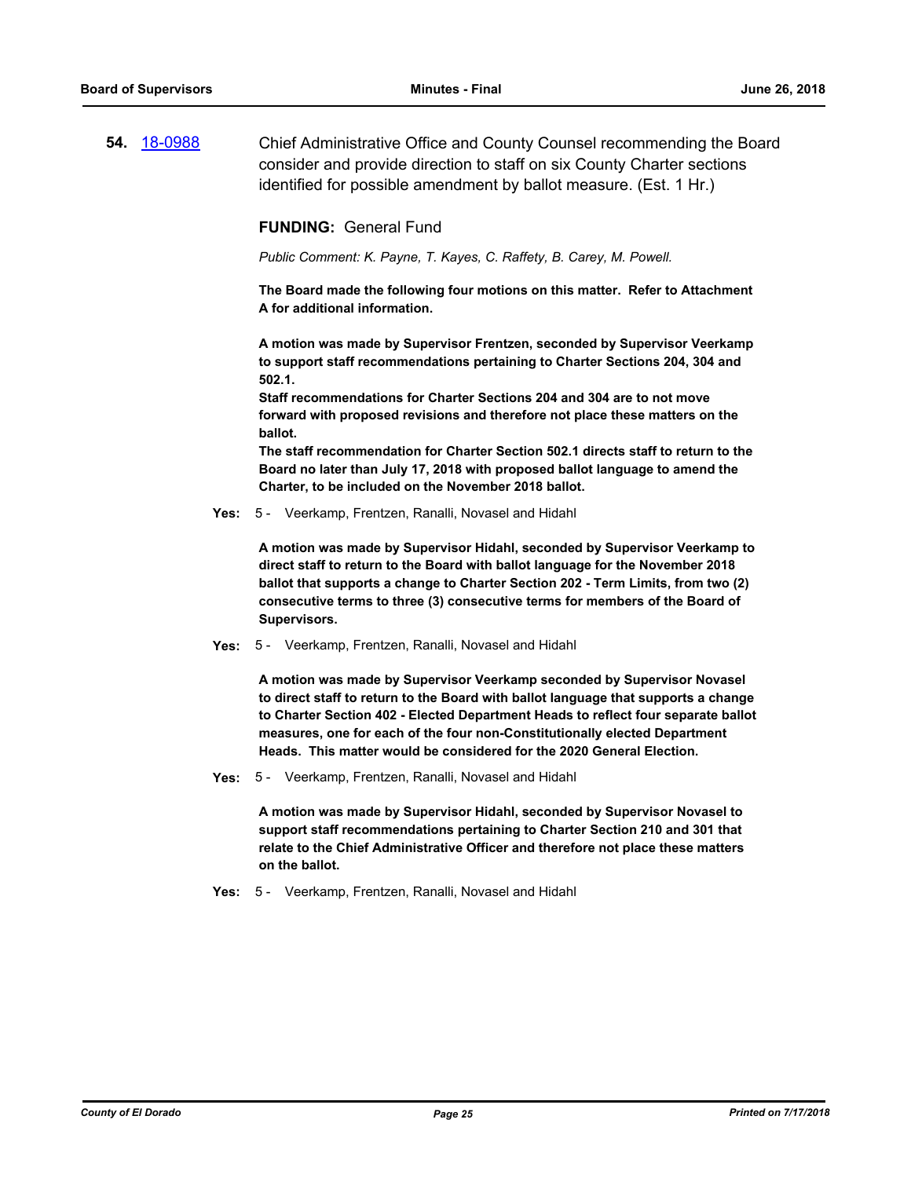**54.** [18-0988](18-0988) Chief Administrative Office and County Counsel recommending the Board consider and provide direction to staff on six County Charter sections identified for possible amendment by ballot measure. (Est. 1 Hr.)

**FUNDING:** General Fund

*Public Comment: K. Payne, T. Kayes, C. Raffety, B. Carey, M. Powell.*

**The Board made the following four motions on this matter. Refer to Attachment A for additional information.**

**A motion was made by Supervisor Frentzen, seconded by Supervisor Veerkamp to support staff recommendations pertaining to Charter Sections 204, 304 and 502.1.**

**Staff recommendations for Charter Sections 204 and 304 are to not move forward with proposed revisions and therefore not place these matters on the ballot.**

**The staff recommendation for Charter Section 502.1 directs staff to return to the Board no later than July 17, 2018 with proposed ballot language to amend the Charter, to be included on the November 2018 ballot.**

**Yes:** 5 - Veerkamp, Frentzen, Ranalli, Novasel and Hidahl

**A motion was made by Supervisor Hidahl, seconded by Supervisor Veerkamp to direct staff to return to the Board with ballot language for the November 2018 ballot that supports a change to Charter Section 202 - Term Limits, from two (2) consecutive terms to three (3) consecutive terms for members of the Board of Supervisors.**

**Yes:** 5 - Veerkamp, Frentzen, Ranalli, Novasel and Hidahl

**A motion was made by Supervisor Veerkamp seconded by Supervisor Novasel to direct staff to return to the Board with ballot language that supports a change to Charter Section 402 - Elected Department Heads to reflect four separate ballot measures, one for each of the four non-Constitutionally elected Department Heads. This matter would be considered for the 2020 General Election.**

**Yes:** 5 - Veerkamp, Frentzen, Ranalli, Novasel and Hidahl

**A motion was made by Supervisor Hidahl, seconded by Supervisor Novasel to support staff recommendations pertaining to Charter Section 210 and 301 that relate to the Chief Administrative Officer and therefore not place these matters on the ballot.**

**Yes:** 5 - Veerkamp, Frentzen, Ranalli, Novasel and Hidahl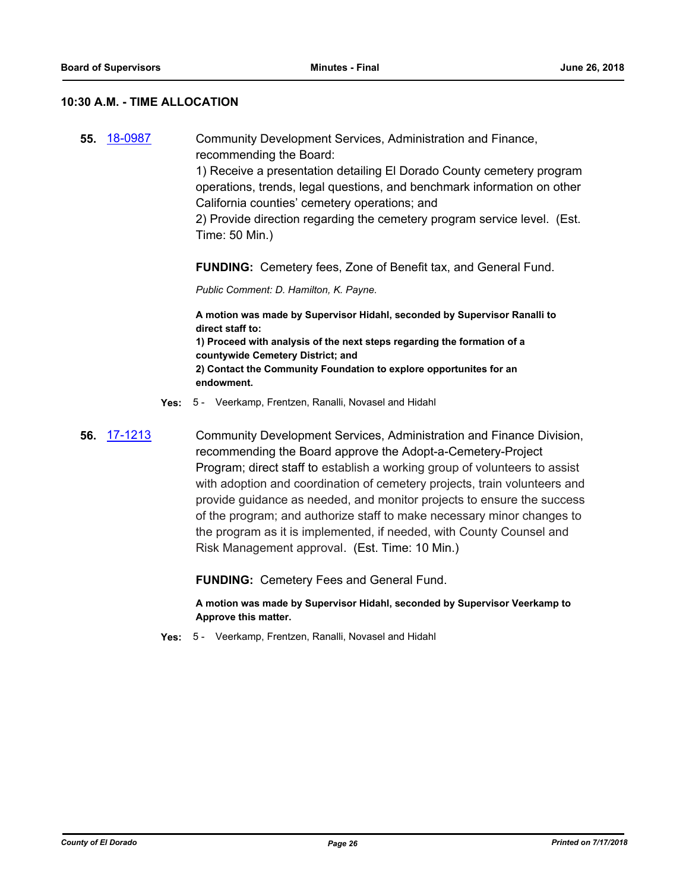## 10:30 A.M. - TIME ALLOCATION

**55.** [18-0987]

Community Development Services, Administration and Finance, recommending the Board:

1) Receive a presentation detailing El Dorado County cemetery program operations, trends, legal questions, and benchmark information on other California counties' cemetery operations; and

2) Provide direction regarding the cemetery program service level. (Est. Time: 50 Min.)

**FUNDING:** Cemetery fees, Zone of Benefit tax, and General Fund.

*Public Comment: D. Hamilton, K. Payne.*

**A motion was made by Supervisor Hidahl, seconded by Supervisor Ranalli to direct staff to:**
**1) Proceed with analysis of the next steps regarding the formation of a countywide Cemetery District; and**
**2) Contact the Community Foundation to explore opportunites for an endowment.**

**Yes:** 5 - Veerkamp, Frentzen, Ranalli, Novasel and Hidahl

**56.** [17-1213]

Community Development Services, Administration and Finance Division, recommending the Board approve the Adopt-a-Cemetery-Project Program; direct staff to establish a working group of volunteers to assist with adoption and coordination of cemetery projects, train volunteers and provide guidance as needed, and monitor projects to ensure the success of the program; and authorize staff to make necessary minor changes to the program as it is implemented, if needed, with County Counsel and Risk Management approval. (Est. Time: 10 Min.)

**FUNDING:** Cemetery Fees and General Fund.

**A motion was made by Supervisor Hidahl, seconded by Supervisor Veerkamp to Approve this matter.**

**Yes:** 5 - Veerkamp, Frentzen, Ranalli, Novasel and Hidahl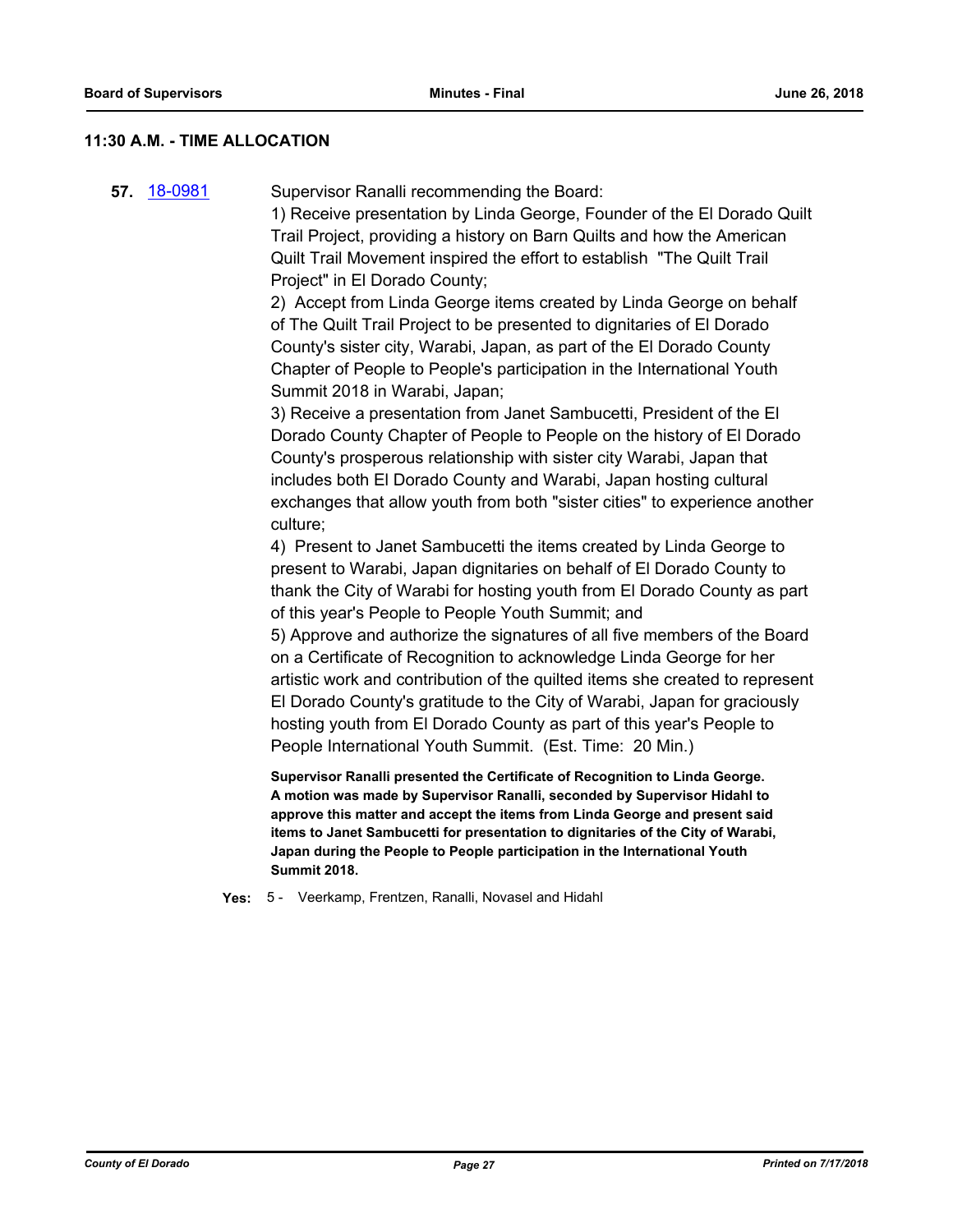## 11:30 A.M. - TIME ALLOCATION

**57.** 18-0981 Supervisor Ranalli recommending the Board:

1) Receive presentation by Linda George, Founder of the El Dorado Quilt Trail Project, providing a history on Barn Quilts and how the American Quilt Trail Movement inspired the effort to establish "The Quilt Trail Project" in El Dorado County;

2) Accept from Linda George items created by Linda George on behalf of The Quilt Trail Project to be presented to dignitaries of El Dorado County's sister city, Warabi, Japan, as part of the El Dorado County Chapter of People to People's participation in the International Youth Summit 2018 in Warabi, Japan;

3) Receive a presentation from Janet Sambucetti, President of the El Dorado County Chapter of People to People on the history of El Dorado County's prosperous relationship with sister city Warabi, Japan that includes both El Dorado County and Warabi, Japan hosting cultural exchanges that allow youth from both "sister cities" to experience another culture;

4) Present to Janet Sambucetti the items created by Linda George to present to Warabi, Japan dignitaries on behalf of El Dorado County to thank the City of Warabi for hosting youth from El Dorado County as part of this year's People to People Youth Summit; and

5) Approve and authorize the signatures of all five members of the Board on a Certificate of Recognition to acknowledge Linda George for her artistic work and contribution of the quilted items she created to represent El Dorado County's gratitude to the City of Warabi, Japan for graciously hosting youth from El Dorado County as part of this year's People to People International Youth Summit. (Est. Time: 20 Min.)

**Supervisor Ranalli presented the Certificate of Recognition to Linda George. A motion was made by Supervisor Ranalli, seconded by Supervisor Hidahl to approve this matter and accept the items from Linda George and present said items to Janet Sambucetti for presentation to dignitaries of the City of Warabi, Japan during the People to People participation in the International Youth Summit 2018.**

**Yes:** 5 - Veerkamp, Frentzen, Ranalli, Novasel and Hidahl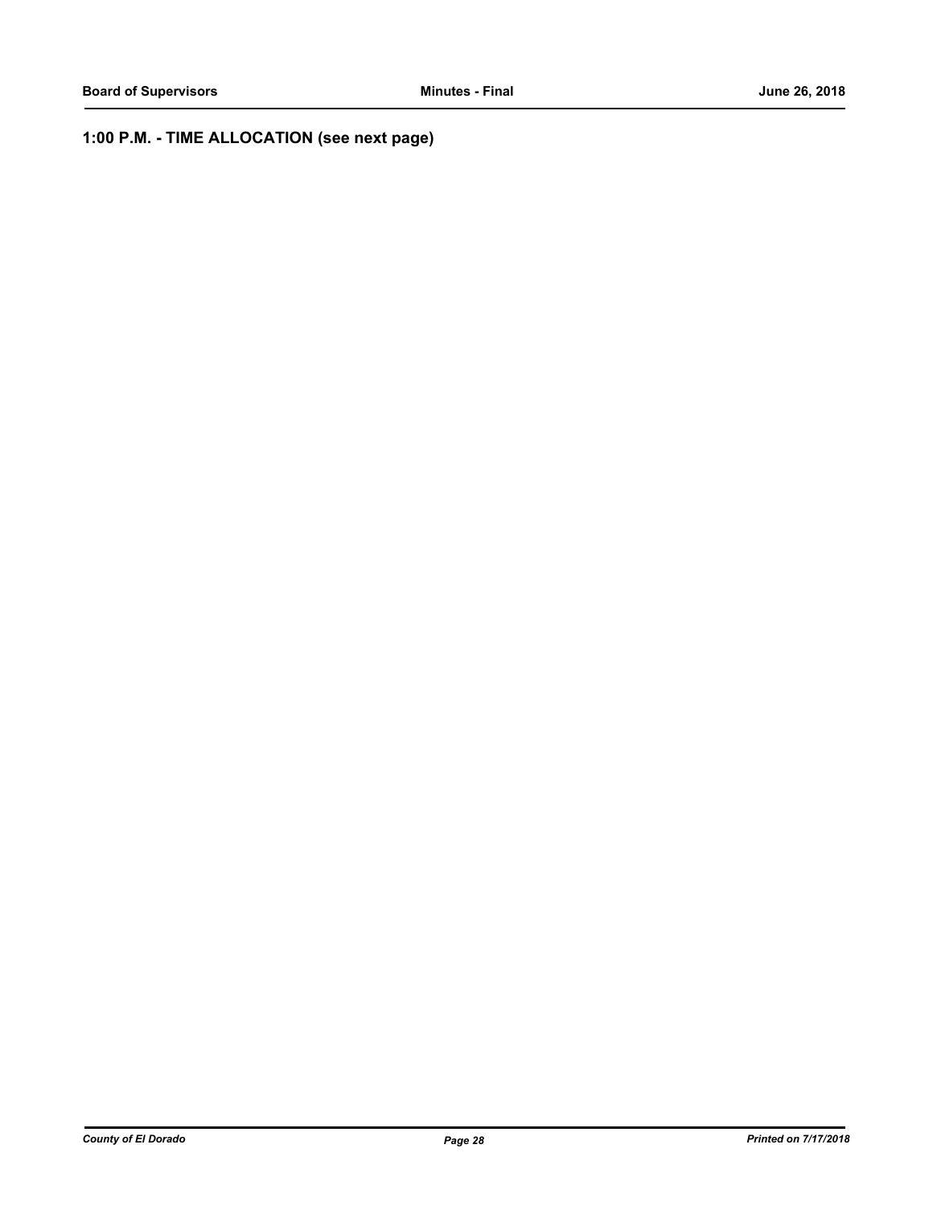## 1:00 P.M. - TIME ALLOCATION (see next page)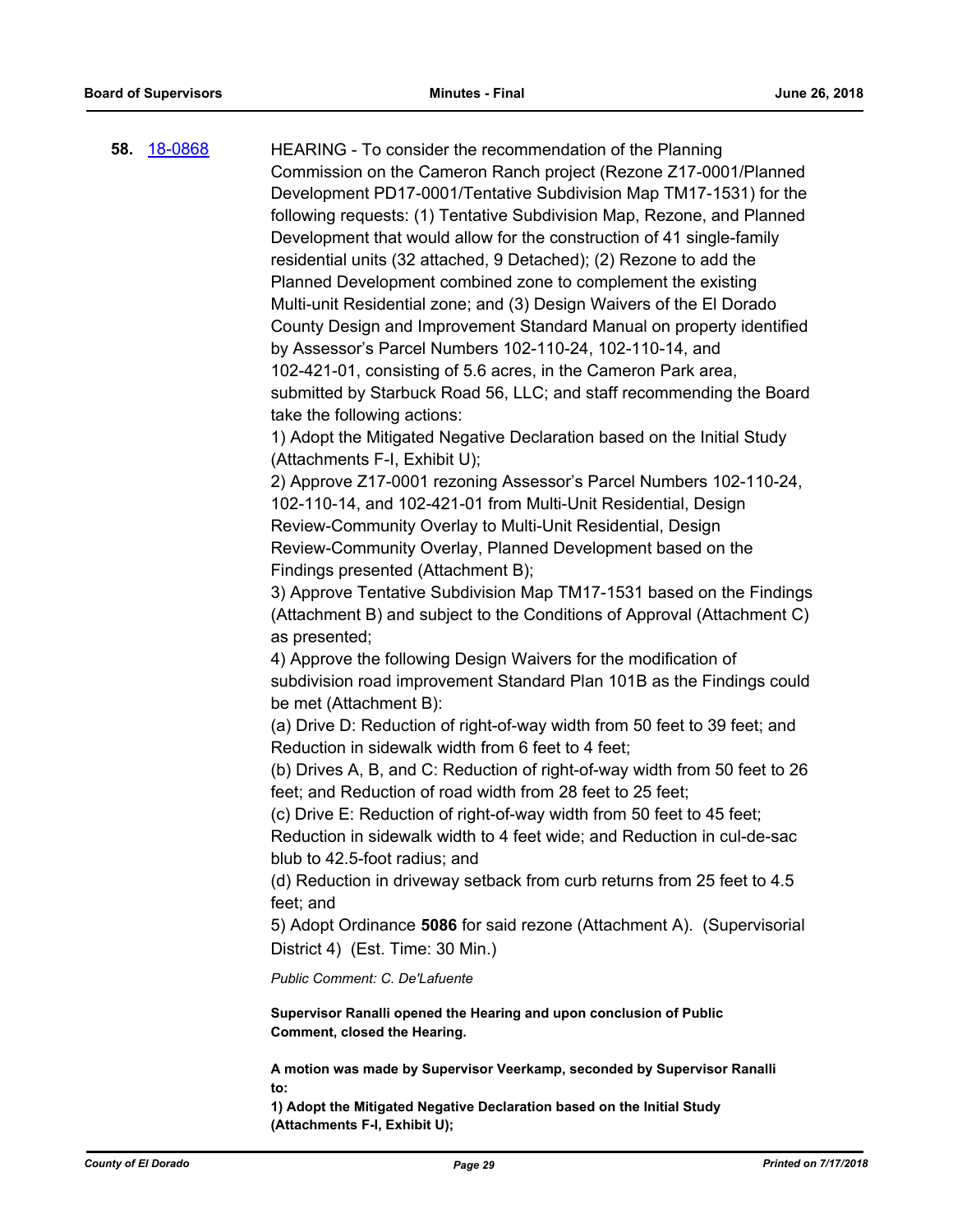**58.** [18-0868](18-0868)

HEARING - To consider the recommendation of the Planning Commission on the Cameron Ranch project (Rezone Z17-0001/Planned Development PD17-0001/Tentative Subdivision Map TM17-1531) for the following requests: (1) Tentative Subdivision Map, Rezone, and Planned Development that would allow for the construction of 41 single-family residential units (32 attached, 9 Detached); (2) Rezone to add the Planned Development combined zone to complement the existing Multi-unit Residential zone; and (3) Design Waivers of the El Dorado County Design and Improvement Standard Manual on property identified by Assessor's Parcel Numbers 102-110-24, 102-110-14, and 102-421-01, consisting of 5.6 acres, in the Cameron Park area, submitted by Starbuck Road 56, LLC; and staff recommending the Board take the following actions:

1) Adopt the Mitigated Negative Declaration based on the Initial Study (Attachments F-I, Exhibit U);

2) Approve Z17-0001 rezoning Assessor's Parcel Numbers 102-110-24, 102-110-14, and 102-421-01 from Multi-Unit Residential, Design Review-Community Overlay to Multi-Unit Residential, Design Review-Community Overlay, Planned Development based on the Findings presented (Attachment B);

3) Approve Tentative Subdivision Map TM17-1531 based on the Findings (Attachment B) and subject to the Conditions of Approval (Attachment C) as presented;

4) Approve the following Design Waivers for the modification of subdivision road improvement Standard Plan 101B as the Findings could be met (Attachment B):

(a) Drive D: Reduction of right-of-way width from 50 feet to 39 feet; and Reduction in sidewalk width from 6 feet to 4 feet;

(b) Drives A, B, and C: Reduction of right-of-way width from 50 feet to 26 feet; and Reduction of road width from 28 feet to 25 feet;

(c) Drive E: Reduction of right-of-way width from 50 feet to 45 feet; Reduction in sidewalk width to 4 feet wide; and Reduction in cul-de-sac blub to 42.5-foot radius; and

(d) Reduction in driveway setback from curb returns from 25 feet to 4.5 feet; and

5) Adopt Ordinance **5086** for said rezone (Attachment A). (Supervisorial District 4) (Est. Time: 30 Min.)

*Public Comment: C. De'Lafuente*

**Supervisor Ranalli opened the Hearing and upon conclusion of Public Comment, closed the Hearing.**

**A motion was made by Supervisor Veerkamp, seconded by Supervisor Ranalli to:**

**1) Adopt the Mitigated Negative Declaration based on the Initial Study (Attachments F-I, Exhibit U);**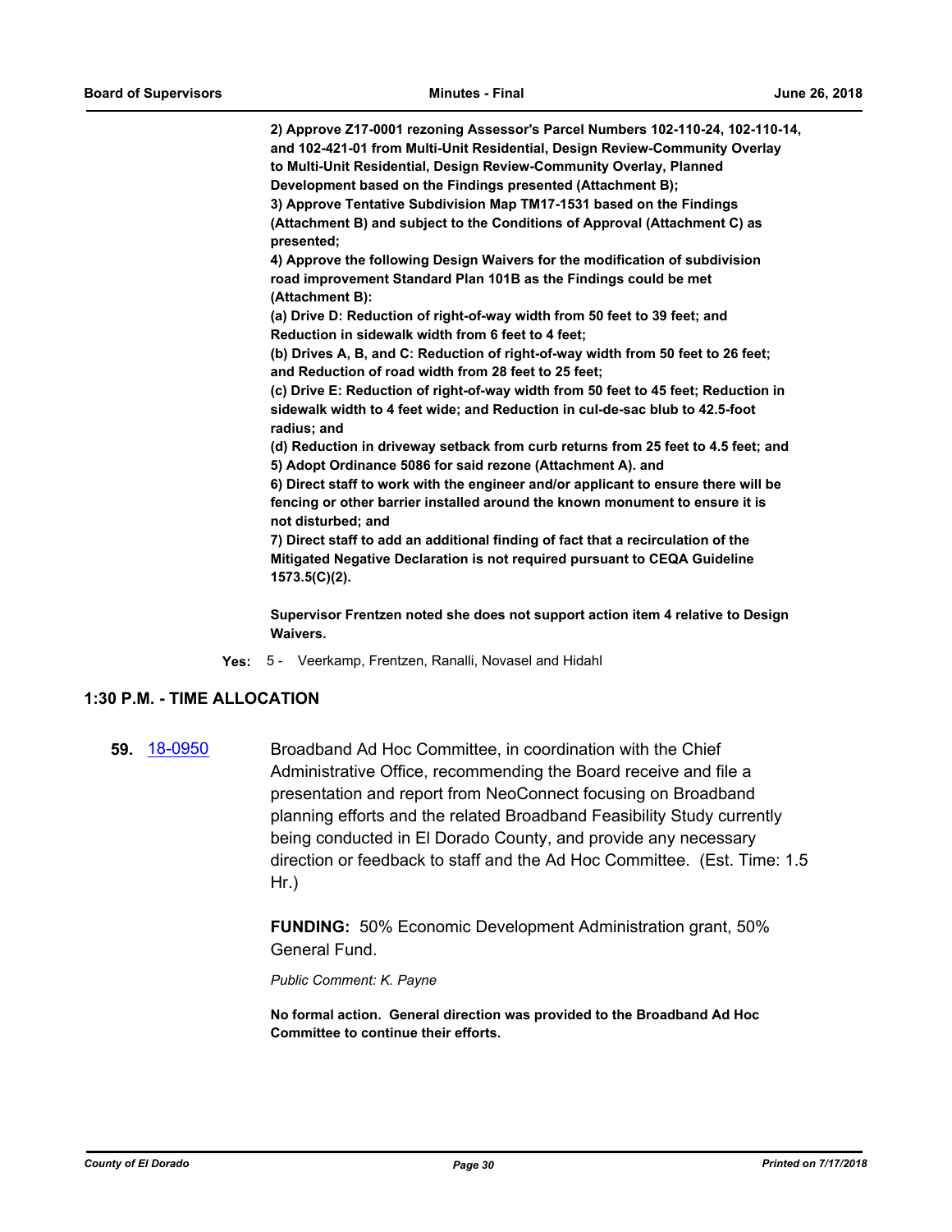**2) Approve Z17-0001 rezoning Assessor's Parcel Numbers 102-110-24, 102-110-14, and 102-421-01 from Multi-Unit Residential, Design Review-Community Overlay to Multi-Unit Residential, Design Review-Community Overlay, Planned Development based on the Findings presented (Attachment B);**
**3) Approve Tentative Subdivision Map TM17-1531 based on the Findings (Attachment B) and subject to the Conditions of Approval (Attachment C) as presented;**
**4) Approve the following Design Waivers for the modification of subdivision road improvement Standard Plan 101B as the Findings could be met (Attachment B):**
**(a) Drive D: Reduction of right-of-way width from 50 feet to 39 feet; and Reduction in sidewalk width from 6 feet to 4 feet;**
**(b) Drives A, B, and C: Reduction of right-of-way width from 50 feet to 26 feet; and Reduction of road width from 28 feet to 25 feet;**
**(c) Drive E: Reduction of right-of-way width from 50 feet to 45 feet; Reduction in sidewalk width to 4 feet wide; and Reduction in cul-de-sac blub to 42.5-foot radius; and**
**(d) Reduction in driveway setback from curb returns from 25 feet to 4.5 feet; and**
**5) Adopt Ordinance 5086 for said rezone (Attachment A). and**
**6) Direct staff to work with the engineer and/or applicant to ensure there will be fencing or other barrier installed around the known monument to ensure it is not disturbed; and**
**7) Direct staff to add an additional finding of fact that a recirculation of the Mitigated Negative Declaration is not required pursuant to CEQA Guideline 1573.5(C)(2).**

**Supervisor Frentzen noted she does not support action item 4 relative to Design Waivers.**

**Yes:** 5 - Veerkamp, Frentzen, Ranalli, Novasel and Hidahl

## 1:30 P.M. - TIME ALLOCATION

**59.** 18-0950 Broadband Ad Hoc Committee, in coordination with the Chief Administrative Office, recommending the Board receive and file a presentation and report from NeoConnect focusing on Broadband planning efforts and the related Broadband Feasibility Study currently being conducted in El Dorado County, and provide any necessary direction or feedback to staff and the Ad Hoc Committee. (Est. Time: 1.5 Hr.)

**FUNDING:** 50% Economic Development Administration grant, 50% General Fund.

*Public Comment: K. Payne*

**No formal action. General direction was provided to the Broadband Ad Hoc Committee to continue their efforts.**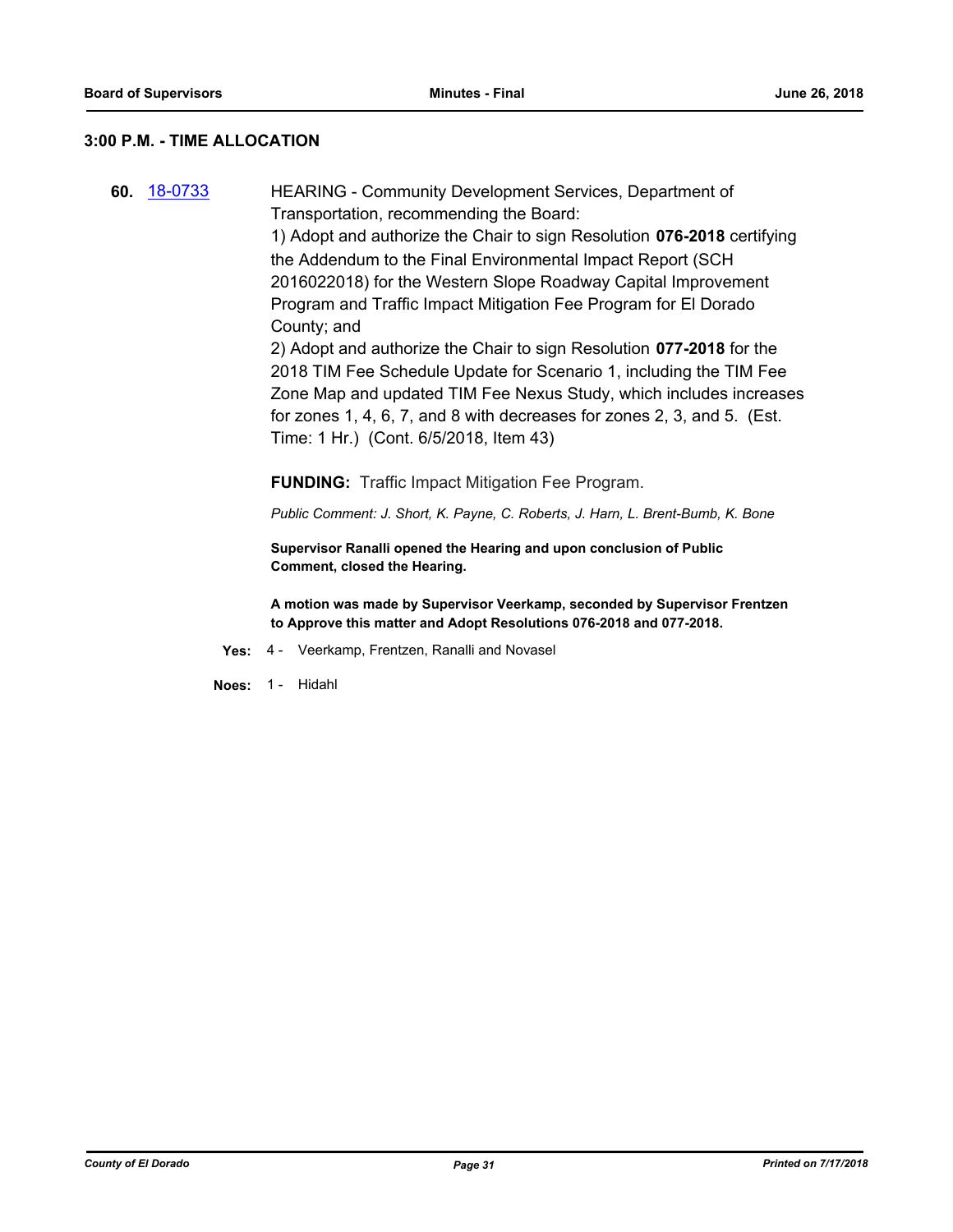### 3:00 P.M. - TIME ALLOCATION

**60.** 18-0733 HEARING - Community Development Services, Department of Transportation, recommending the Board:

1) Adopt and authorize the Chair to sign Resolution **076-2018** certifying the Addendum to the Final Environmental Impact Report (SCH 2016022018) for the Western Slope Roadway Capital Improvement Program and Traffic Impact Mitigation Fee Program for El Dorado County; and

2) Adopt and authorize the Chair to sign Resolution **077-2018** for the 2018 TIM Fee Schedule Update for Scenario 1, including the TIM Fee Zone Map and updated TIM Fee Nexus Study, which includes increases for zones 1, 4, 6, 7, and 8 with decreases for zones 2, 3, and 5. (Est. Time: 1 Hr.) (Cont. 6/5/2018, Item 43)

**FUNDING:** Traffic Impact Mitigation Fee Program.

*Public Comment: J. Short, K. Payne, C. Roberts, J. Harn, L. Brent-Bumb, K. Bone*

**Supervisor Ranalli opened the Hearing and upon conclusion of Public Comment, closed the Hearing.**

**A motion was made by Supervisor Veerkamp, seconded by Supervisor Frentzen to Approve this matter and Adopt Resolutions 076-2018 and 077-2018.**

**Yes:** 4 - Veerkamp, Frentzen, Ranalli and Novasel

**Noes:** 1 - Hidahl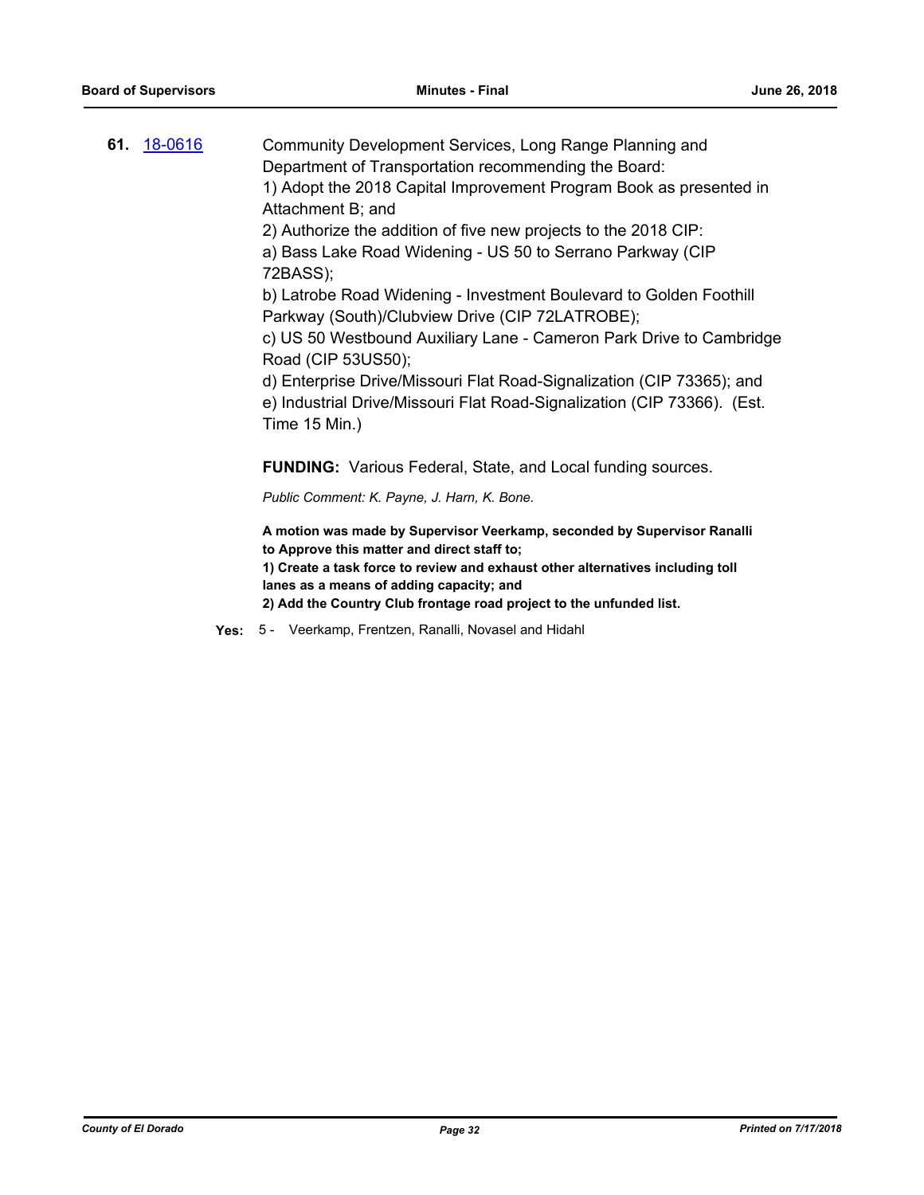**61.** [18-0616](18-0616)

Community Development Services, Long Range Planning and Department of Transportation recommending the Board:
1) Adopt the 2018 Capital Improvement Program Book as presented in Attachment B; and
2) Authorize the addition of five new projects to the 2018 CIP:
a) Bass Lake Road Widening - US 50 to Serrano Parkway (CIP 72BASS);
b) Latrobe Road Widening - Investment Boulevard to Golden Foothill Parkway (South)/Clubview Drive (CIP 72LATROBE);
c) US 50 Westbound Auxiliary Lane - Cameron Park Drive to Cambridge Road (CIP 53US50);
d) Enterprise Drive/Missouri Flat Road-Signalization (CIP 73365); and
e) Industrial Drive/Missouri Flat Road-Signalization (CIP 73366). (Est. Time 15 Min.)

**FUNDING:** Various Federal, State, and Local funding sources.

*Public Comment: K. Payne, J. Harn, K. Bone.*

**A motion was made by Supervisor Veerkamp, seconded by Supervisor Ranalli to Approve this matter and direct staff to;**
**1) Create a task force to review and exhaust other alternatives including toll lanes as a means of adding capacity; and**
**2) Add the Country Club frontage road project to the unfunded list.**

**Yes:** 5 - Veerkamp, Frentzen, Ranalli, Novasel and Hidahl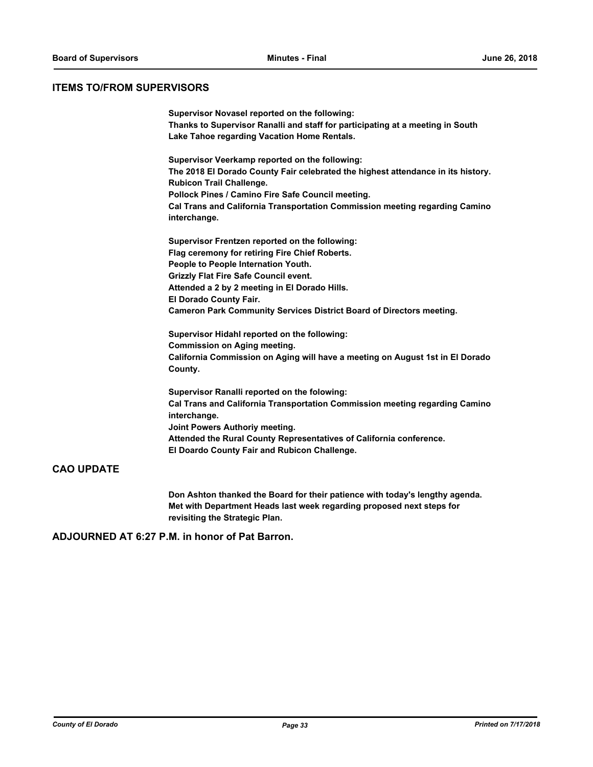## ITEMS TO/FROM SUPERVISORS

**Supervisor Novasel reported on the following:**
**Thanks to Supervisor Ranalli and staff for participating at a meeting in South Lake Tahoe regarding Vacation Home Rentals.**

**Supervisor Veerkamp reported on the following:**
**The 2018 El Dorado County Fair celebrated the highest attendance in its history.**
**Rubicon Trail Challenge.**
**Pollock Pines / Camino Fire Safe Council meeting.**
**Cal Trans and California Transportation Commission meeting regarding Camino interchange.**

**Supervisor Frentzen reported on the following:**
**Flag ceremony for retiring Fire Chief Roberts.**
**People to People Internation Youth.**
**Grizzly Flat Fire Safe Council event.**
**Attended a 2 by 2 meeting in El Dorado Hills.**
**El Dorado County Fair.**
**Cameron Park Community Services District Board of Directors meeting.**

**Supervisor Hidahl reported on the following:**
**Commission on Aging meeting.**
**California Commission on Aging will have a meeting on August 1st in El Dorado County.**

**Supervisor Ranalli reported on the folowing:**
**Cal Trans and California Transportation Commission meeting regarding Camino interchange.**
**Joint Powers Authoriy meeting.**
**Attended the Rural County Representatives of California conference.**
**El Doardo County Fair and Rubicon Challenge.**

## CAO UPDATE

**Don Ashton thanked the Board for their patience with today's lengthy agenda. Met with Department Heads last week regarding proposed next steps for revisiting the Strategic Plan.**

## ADJOURNED AT 6:27 P.M. in honor of Pat Barron.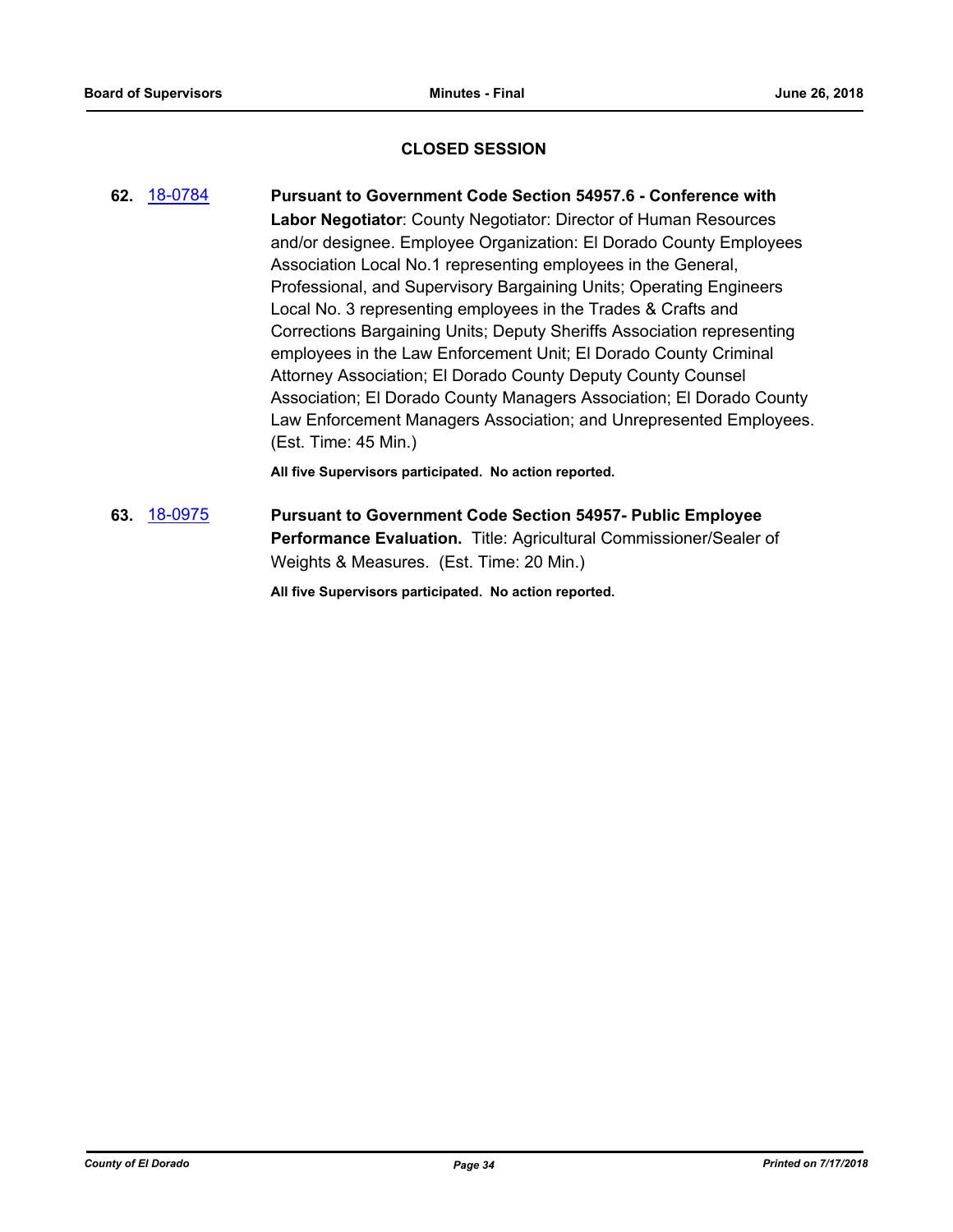## CLOSED SESSION

**62.** 18-0784 **Pursuant to Government Code Section 54957.6 - Conference with Labor Negotiator**: County Negotiator: Director of Human Resources and/or designee. Employee Organization: El Dorado County Employees Association Local No.1 representing employees in the General, Professional, and Supervisory Bargaining Units; Operating Engineers Local No. 3 representing employees in the Trades & Crafts and Corrections Bargaining Units; Deputy Sheriffs Association representing employees in the Law Enforcement Unit; El Dorado County Criminal Attorney Association; El Dorado County Deputy County Counsel Association; El Dorado County Managers Association; El Dorado County Law Enforcement Managers Association; and Unrepresented Employees. (Est. Time: 45 Min.)

**All five Supervisors participated. No action reported.**

**63.** 18-0975 **Pursuant to Government Code Section 54957- Public Employee Performance Evaluation.** Title: Agricultural Commissioner/Sealer of Weights & Measures. (Est. Time: 20 Min.)

**All five Supervisors participated. No action reported.**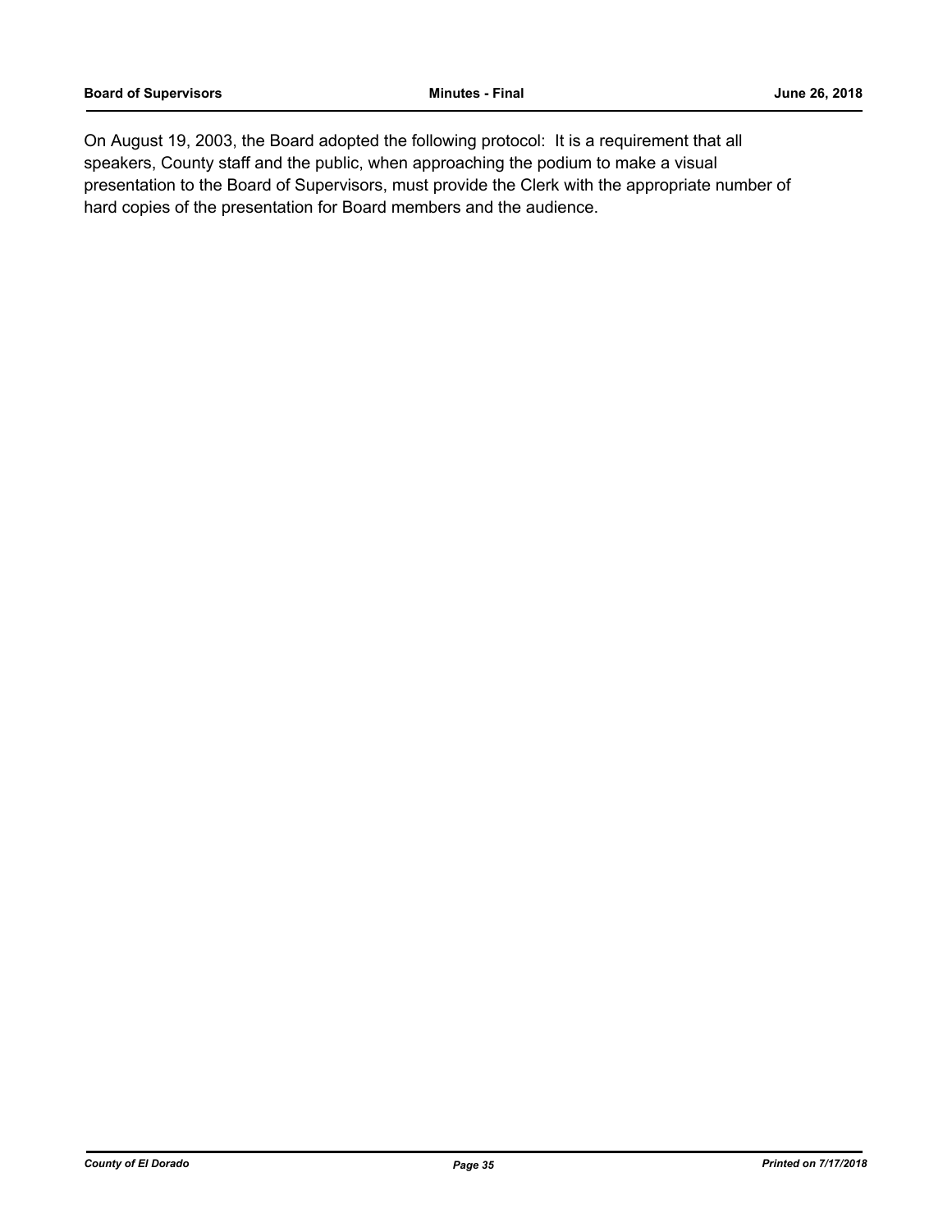On August 19, 2003, the Board adopted the following protocol: It is a requirement that all speakers, County staff and the public, when approaching the podium to make a visual presentation to the Board of Supervisors, must provide the Clerk with the appropriate number of hard copies of the presentation for Board members and the audience.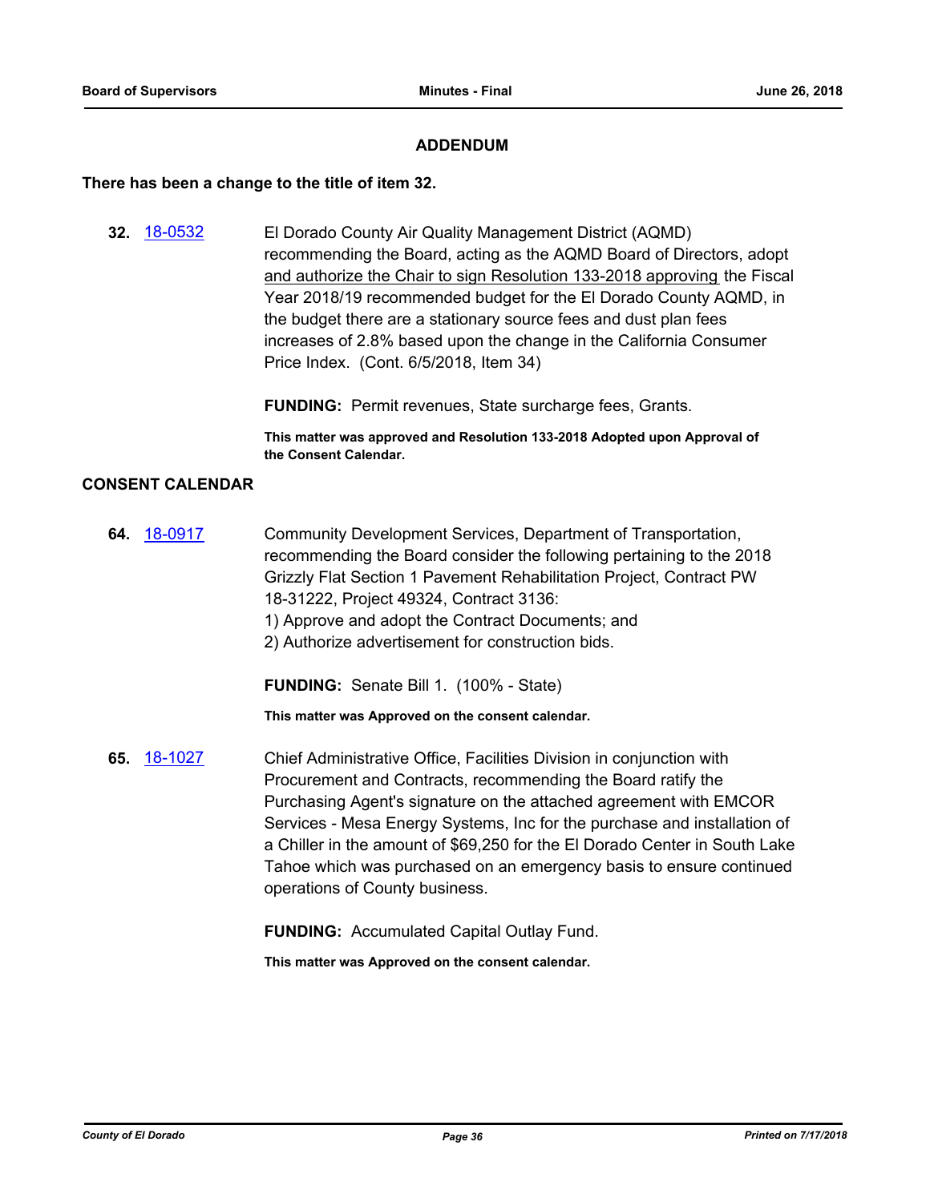## ADDENDUM

**There has been a change to the title of item 32.**

**32.** [18-0532](#) El Dorado County Air Quality Management District (AQMD) recommending the Board, acting as the AQMD Board of Directors, adopt <u>and authorize the Chair to sign Resolution 133-2018 approving</u> the Fiscal Year 2018/19 recommended budget for the El Dorado County AQMD, in the budget there are a stationary source fees and dust plan fees increases of 2.8% based upon the change in the California Consumer Price Index. (Cont. 6/5/2018, Item 34)

**FUNDING:** Permit revenues, State surcharge fees, Grants.

**This matter was approved and Resolution 133-2018 Adopted upon Approval of the Consent Calendar.**

## CONSENT CALENDAR

**64.** [18-0917](#) Community Development Services, Department of Transportation, recommending the Board consider the following pertaining to the 2018 Grizzly Flat Section 1 Pavement Rehabilitation Project, Contract PW 18-31222, Project 49324, Contract 3136:
1) Approve and adopt the Contract Documents; and
2) Authorize advertisement for construction bids.

**FUNDING:** Senate Bill 1. (100% - State)

**This matter was Approved on the consent calendar.**

**65.** [18-1027](#) Chief Administrative Office, Facilities Division in conjunction with Procurement and Contracts, recommending the Board ratify the Purchasing Agent's signature on the attached agreement with EMCOR Services - Mesa Energy Systems, Inc for the purchase and installation of a Chiller in the amount of $69,250 for the El Dorado Center in South Lake Tahoe which was purchased on an emergency basis to ensure continued operations of County business.

**FUNDING:** Accumulated Capital Outlay Fund.

**This matter was Approved on the consent calendar.**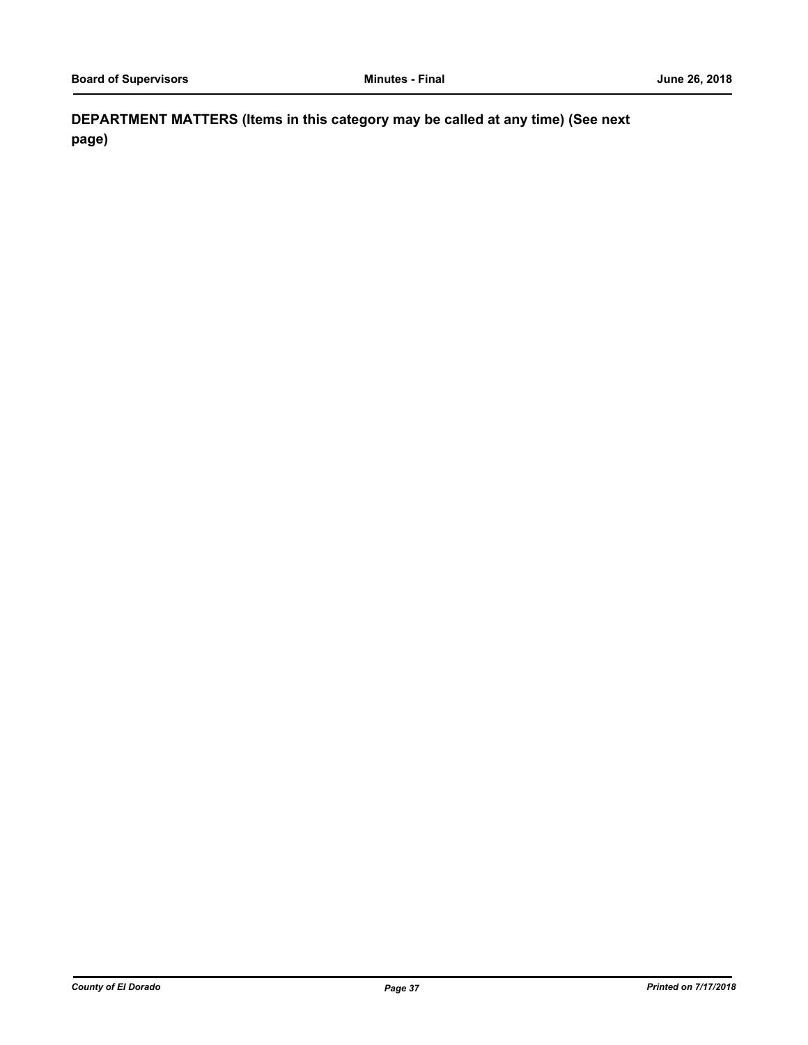## DEPARTMENT MATTERS (Items in this category may be called at any time) (See next page)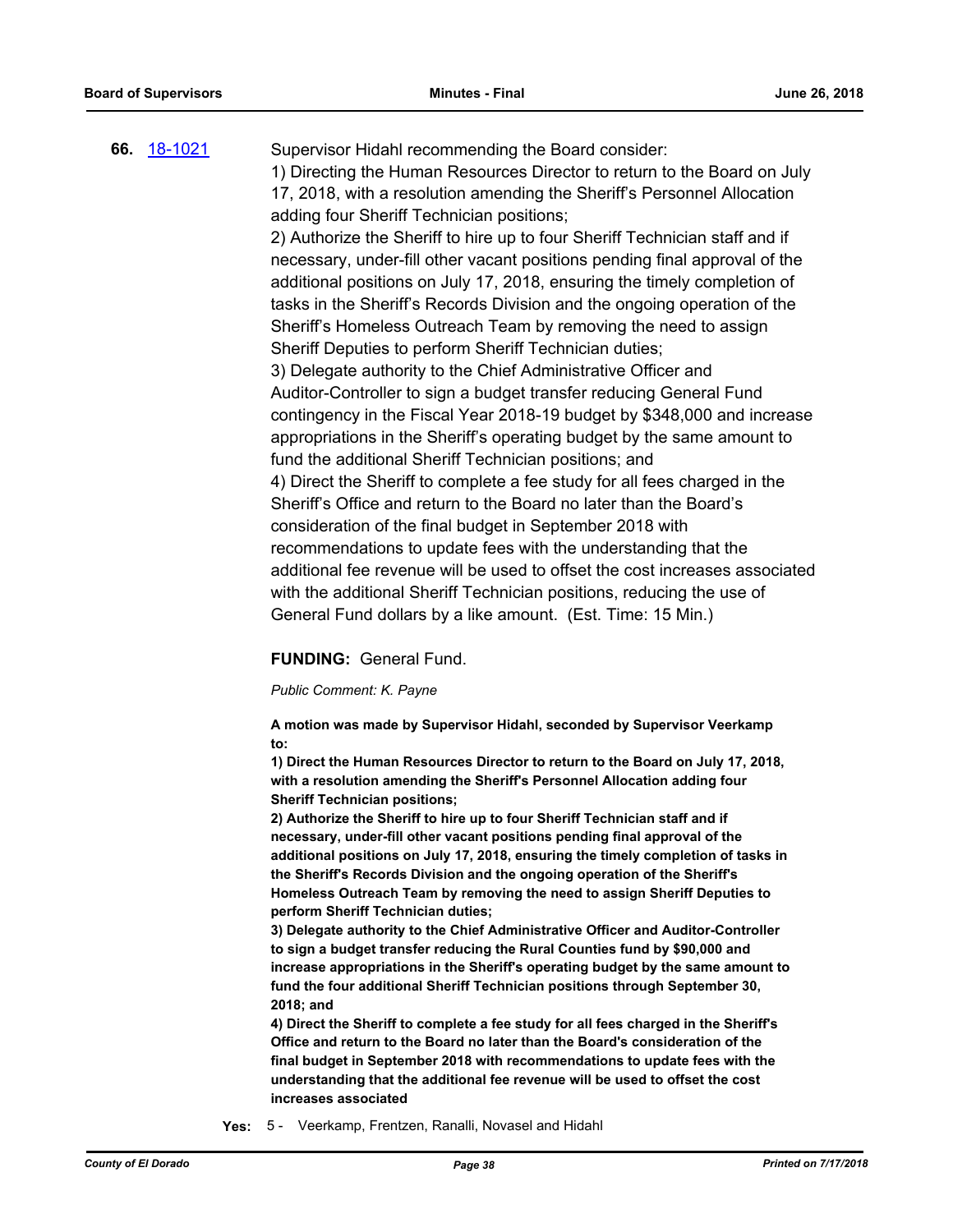**66.** 18-1021

Supervisor Hidahl recommending the Board consider:
1) Directing the Human Resources Director to return to the Board on July 17, 2018, with a resolution amending the Sheriff's Personnel Allocation adding four Sheriff Technician positions;
2) Authorize the Sheriff to hire up to four Sheriff Technician staff and if necessary, under-fill other vacant positions pending final approval of the additional positions on July 17, 2018, ensuring the timely completion of tasks in the Sheriff's Records Division and the ongoing operation of the Sheriff's Homeless Outreach Team by removing the need to assign Sheriff Deputies to perform Sheriff Technician duties;
3) Delegate authority to the Chief Administrative Officer and Auditor-Controller to sign a budget transfer reducing General Fund contingency in the Fiscal Year 2018-19 budget by $348,000 and increase appropriations in the Sheriff's operating budget by the same amount to fund the additional Sheriff Technician positions; and
4) Direct the Sheriff to complete a fee study for all fees charged in the Sheriff's Office and return to the Board no later than the Board's consideration of the final budget in September 2018 with recommendations to update fees with the understanding that the additional fee revenue will be used to offset the cost increases associated with the additional Sheriff Technician positions, reducing the use of General Fund dollars by a like amount. (Est. Time: 15 Min.)

**FUNDING:** General Fund.

*Public Comment: K. Payne*

**A motion was made by Supervisor Hidahl, seconded by Supervisor Veerkamp to:**
**1) Direct the Human Resources Director to return to the Board on July 17, 2018, with a resolution amending the Sheriff's Personnel Allocation adding four Sheriff Technician positions;**
**2) Authorize the Sheriff to hire up to four Sheriff Technician staff and if necessary, under-fill other vacant positions pending final approval of the additional positions on July 17, 2018, ensuring the timely completion of tasks in the Sheriff's Records Division and the ongoing operation of the Sheriff's Homeless Outreach Team by removing the need to assign Sheriff Deputies to perform Sheriff Technician duties;**
**3) Delegate authority to the Chief Administrative Officer and Auditor-Controller to sign a budget transfer reducing the Rural Counties fund by $90,000 and increase appropriations in the Sheriff's operating budget by the same amount to fund the four additional Sheriff Technician positions through September 30, 2018; and**
**4) Direct the Sheriff to complete a fee study for all fees charged in the Sheriff's Office and return to the Board no later than the Board's consideration of the final budget in September 2018 with recommendations to update fees with the understanding that the additional fee revenue will be used to offset the cost increases associated**

**Yes:** 5 - Veerkamp, Frentzen, Ranalli, Novasel and Hidahl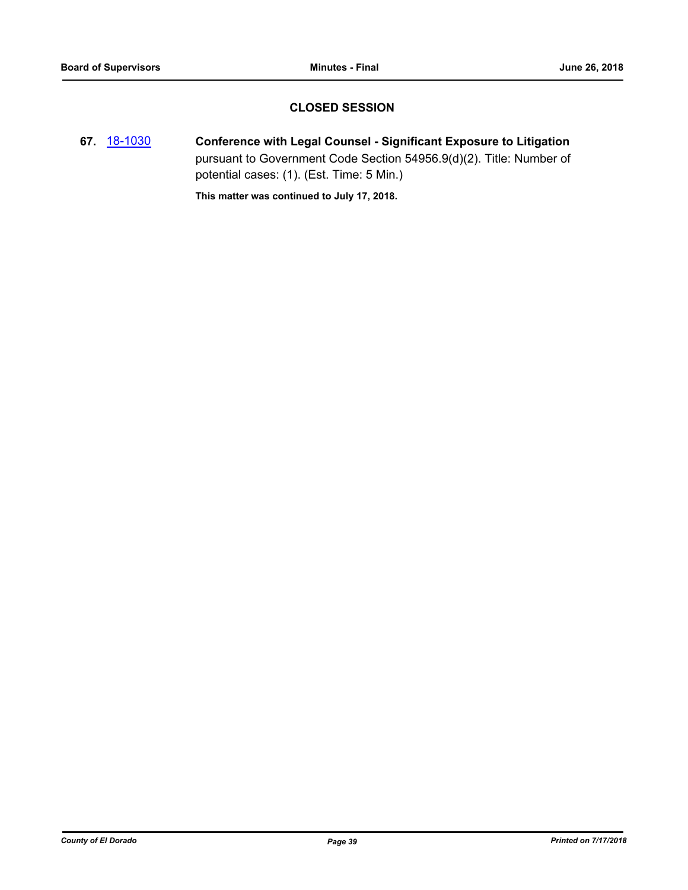## CLOSED SESSION

**67.** [18-1030] **Conference with Legal Counsel - Significant Exposure to Litigation** pursuant to Government Code Section 54956.9(d)(2). Title: Number of potential cases: (1). (Est. Time: 5 Min.)

**This matter was continued to July 17, 2018.**